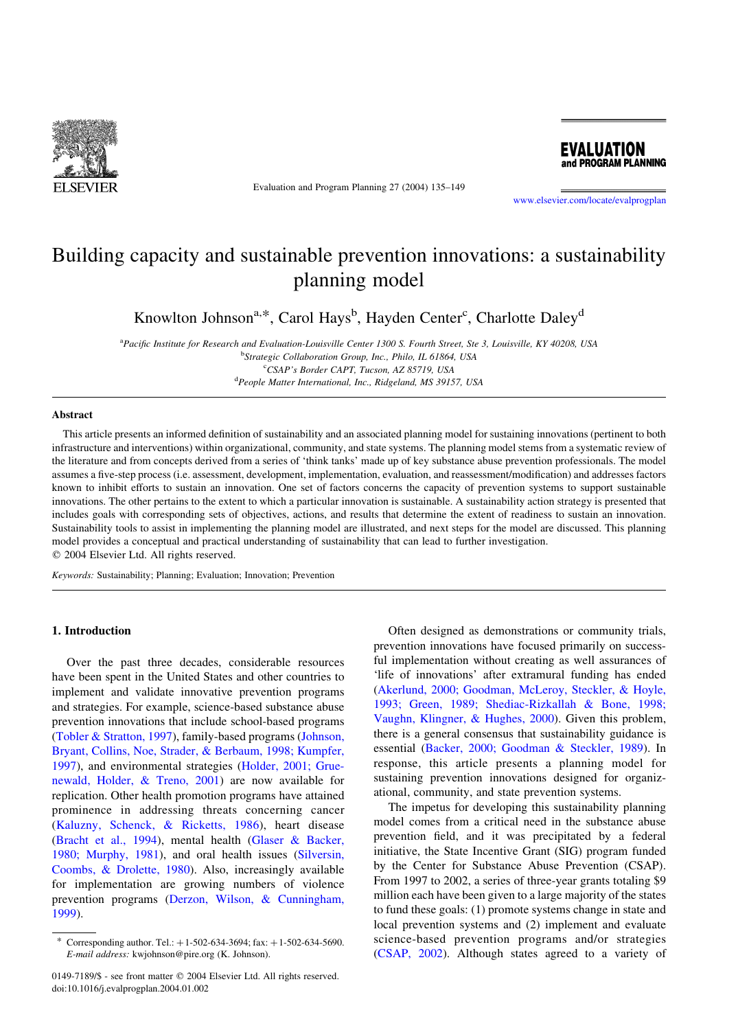# Building capacity and sustainable prevention innovations: a sustainability planning model

Knowlton Johnson[a,*], Carol Hays[b], Hayden Center[c], Charlotte Daley[d]

[a]Pacific Institute for Research and Evaluation-Louisville Center 1300 S. Fourth Street, Ste 3, Louisville, KY 40208, USA
[b]Strategic Collaboration Group, Inc., Philo, IL 61864, USA
[c]CSAP's Border CAPT, Tucson, AZ 85719, USA
[d]People Matter International, Inc., Ridgeland, MS 39157, USA

## Abstract

This article presents an informed definition of sustainability and an associated planning model for sustaining innovations (pertinent to both infrastructure and interventions) within organizational, community, and state systems. The planning model stems from a systematic review of the literature and from concepts derived from a series of 'think tanks' made up of key substance abuse prevention professionals. The model assumes a five-step process (i.e. assessment, development, implementation, evaluation, and reassessment/modification) and addresses factors known to inhibit efforts to sustain an innovation. One set of factors concerns the capacity of prevention systems to support sustainable innovations. The other pertains to the extent to which a particular innovation is sustainable. A sustainability action strategy is presented that includes goals with corresponding sets of objectives, actions, and results that determine the extent of readiness to sustain an innovation. Sustainability tools to assist in implementing the planning model are illustrated, and next steps for the model are discussed. This planning model provides a conceptual and practical understanding of sustainability that can lead to further investigation.
© 2004 Elsevier Ltd. All rights reserved.

*Keywords:* Sustainability; Planning; Evaluation; Innovation; Prevention

## 1. Introduction

Over the past three decades, considerable resources have been spent in the United States and other countries to implement and validate innovative prevention programs and strategies. For example, science-based substance abuse prevention innovations that include school-based programs (Tobler & Stratton, 1997), family-based programs (Johnson, Bryant, Collins, Noe, Strader, & Berbaum, 1998; Kumpfer, 1997), and environmental strategies (Holder, 2001; Gruenewald, Holder, & Treno, 2001) are now available for replication. Other health promotion programs have attained prominence in addressing threats concerning cancer (Kaluzny, Schenck, & Ricketts, 1986), heart disease (Bracht et al., 1994), mental health (Glaser & Backer, 1980; Murphy, 1981), and oral health issues (Silversin, Coombs, & Drolette, 1980). Also, increasingly available for implementation are growing numbers of violence prevention programs (Derzon, Wilson, & Cunningham, 1999).

Often designed as demonstrations or community trials, prevention innovations have focused primarily on successful implementation without creating as well assurances of 'life of innovations' after extramural funding has ended (Akerlund, 2000; Goodman, McLeroy, Steckler, & Hoyle, 1993; Green, 1989; Shediac-Rizkallah & Bone, 1998; Vaughn, Klingner, & Hughes, 2000). Given this problem, there is a general consensus that sustainability guidance is essential (Backer, 2000; Goodman & Steckler, 1989). In response, this article presents a planning model for sustaining prevention innovations designed for organizational, community, and state prevention systems.

The impetus for developing this sustainability planning model comes from a critical need in the substance abuse prevention field, and it was precipitated by a federal initiative, the State Incentive Grant (SIG) program funded by the Center for Substance Abuse Prevention (CSAP). From 1997 to 2002, a series of three-year grants totaling $9 million each have been given to a large majority of the states to fund these goals: (1) promote systems change in state and local prevention systems and (2) implement and evaluate science-based prevention programs and/or strategies (CSAP, 2002). Although states agreed to a variety of

* Corresponding author. Tel.: +1-502-634-3694; fax: +1-502-634-5690. *E-mail address:* kwjohnson@pire.org (K. Johnson).

0149-7189/$ - see front matter © 2004 Elsevier Ltd. All rights reserved.
doi:10.1016/j.evalprogplan.2004.01.002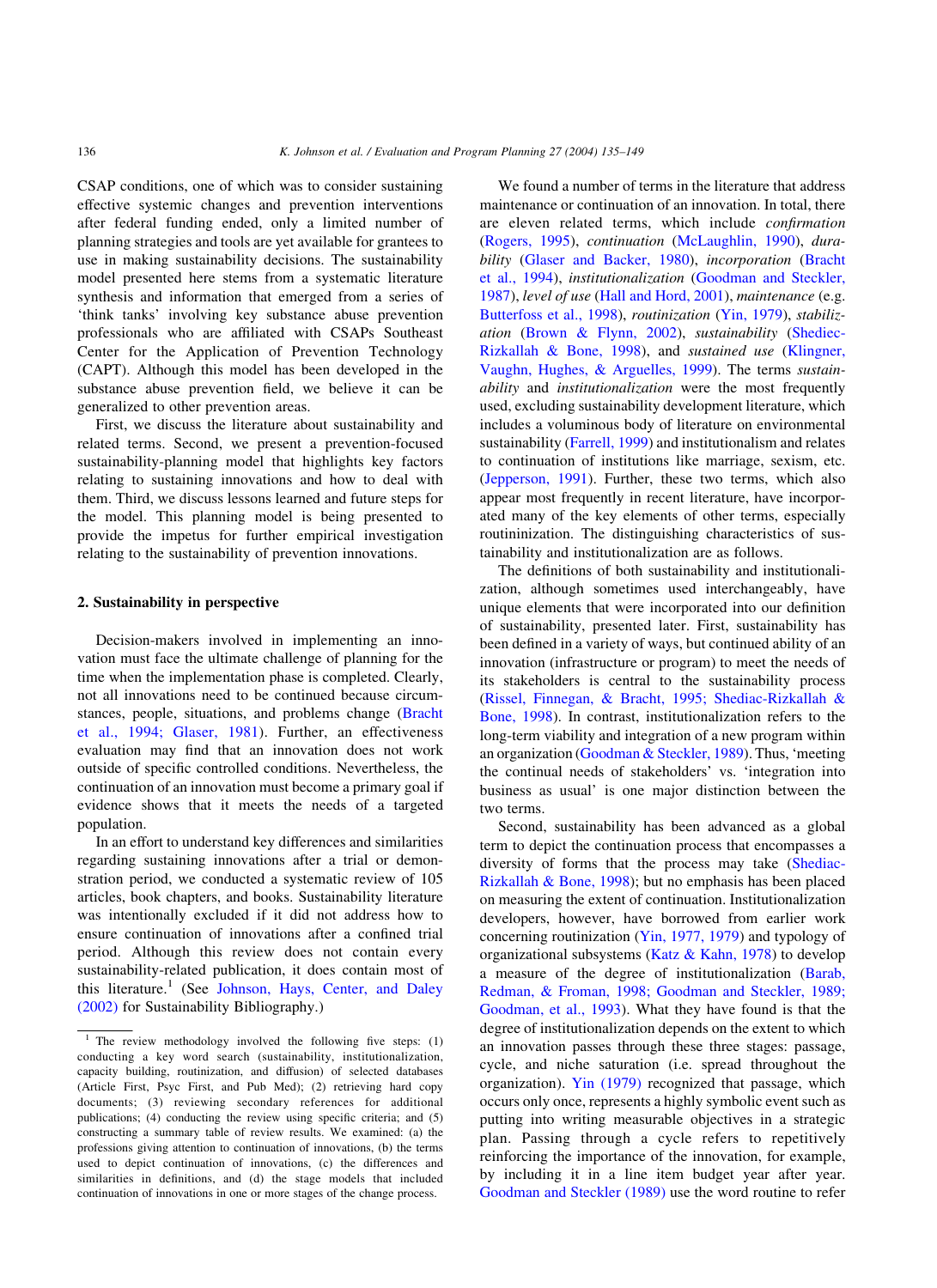CSAP conditions, one of which was to consider sustaining effective systemic changes and prevention interventions after federal funding ended, only a limited number of planning strategies and tools are yet available for grantees to use in making sustainability decisions. The sustainability model presented here stems from a systematic literature synthesis and information that emerged from a series of 'think tanks' involving key substance abuse prevention professionals who are affiliated with CSAPs Southeast Center for the Application of Prevention Technology (CAPT). Although this model has been developed in the substance abuse prevention field, we believe it can be generalized to other prevention areas.

First, we discuss the literature about sustainability and related terms. Second, we present a prevention-focused sustainability-planning model that highlights key factors relating to sustaining innovations and how to deal with them. Third, we discuss lessons learned and future steps for the model. This planning model is being presented to provide the impetus for further empirical investigation relating to the sustainability of prevention innovations.

## 2. Sustainability in perspective

Decision-makers involved in implementing an innovation must face the ultimate challenge of planning for the time when the implementation phase is completed. Clearly, not all innovations need to be continued because circumstances, people, situations, and problems change (Bracht et al., 1994; Glaser, 1981). Further, an effectiveness evaluation may find that an innovation does not work outside of specific controlled conditions. Nevertheless, the continuation of an innovation must become a primary goal if evidence shows that it meets the needs of a targeted population.

In an effort to understand key differences and similarities regarding sustaining innovations after a trial or demonstration period, we conducted a systematic review of 105 articles, book chapters, and books. Sustainability literature was intentionally excluded if it did not address how to ensure continuation of innovations after a confined trial period. Although this review does not contain every sustainability-related publication, it does contain most of this literature.[1] (See Johnson, Hays, Center, and Daley (2002) for Sustainability Bibliography.)

We found a number of terms in the literature that address maintenance or continuation of an innovation. In total, there are eleven related terms, which include *confirmation* (Rogers, 1995), *continuation* (McLaughlin, 1990), *durability* (Glaser and Backer, 1980), *incorporation* (Bracht et al., 1994), *institutionalization* (Goodman and Steckler, 1987), *level of use* (Hall and Hord, 2001), *maintenance* (e.g. Butterfoss et al., 1998), *routinization* (Yin, 1979), *stabilization* (Brown & Flynn, 2002), *sustainability* (Shediec-Rizkallah & Bone, 1998), and *sustained use* (Klingner, Vaughn, Hughes, & Arguelles, 1999). The terms *sustainability* and *institutionalization* were the most frequently used, excluding sustainability development literature, which includes a voluminous body of literature on environmental sustainability (Farrell, 1999) and institutionalism and relates to continuation of institutions like marriage, sexism, etc. (Jepperson, 1991). Further, these two terms, which also appear most frequently in recent literature, have incorporated many of the key elements of other terms, especially routininization. The distinguishing characteristics of sustainability and institutionalization are as follows.

The definitions of both sustainability and institutionalization, although sometimes used interchangeably, have unique elements that were incorporated into our definition of sustainability, presented later. First, sustainability has been defined in a variety of ways, but continued ability of an innovation (infrastructure or program) to meet the needs of its stakeholders is central to the sustainability process (Rissel, Finnegan, & Bracht, 1995; Shediac-Rizkallah & Bone, 1998). In contrast, institutionalization refers to the long-term viability and integration of a new program within an organization (Goodman & Steckler, 1989). Thus, 'meeting the continual needs of stakeholders' vs. 'integration into business as usual' is one major distinction between the two terms.

Second, sustainability has been advanced as a global term to depict the continuation process that encompasses a diversity of forms that the process may take (Shediac-Rizkallah & Bone, 1998); but no emphasis has been placed on measuring the extent of continuation. Institutionalization developers, however, have borrowed from earlier work concerning routinization (Yin, 1977, 1979) and typology of organizational subsystems (Katz & Kahn, 1978) to develop a measure of the degree of institutionalization (Barab, Redman, & Froman, 1998; Goodman and Steckler, 1989; Goodman, et al., 1993). What they have found is that the degree of institutionalization depends on the extent to which an innovation passes through these three stages: passage, cycle, and niche saturation (i.e. spread throughout the organization). Yin (1979) recognized that passage, which occurs only once, represents a highly symbolic event such as putting into writing measurable objectives in a strategic plan. Passing through a cycle refers to repetitively reinforcing the importance of the innovation, for example, by including it in a line item budget year after year. Goodman and Steckler (1989) use the word routine to refer

[1] The review methodology involved the following five steps: (1) conducting a key word search (sustainability, institutionalization, capacity building, routinization, and diffusion) of selected databases (Article First, Psyc First, and Pub Med); (2) retrieving hard copy documents; (3) reviewing secondary references for additional publications; (4) conducting the review using specific criteria; and (5) constructing a summary table of review results. We examined: (a) the professions giving attention to continuation of innovations, (b) the terms used to depict continuation of innovations, (c) the differences and similarities in definitions, and (d) the stage models that included continuation of innovations in one or more stages of the change process.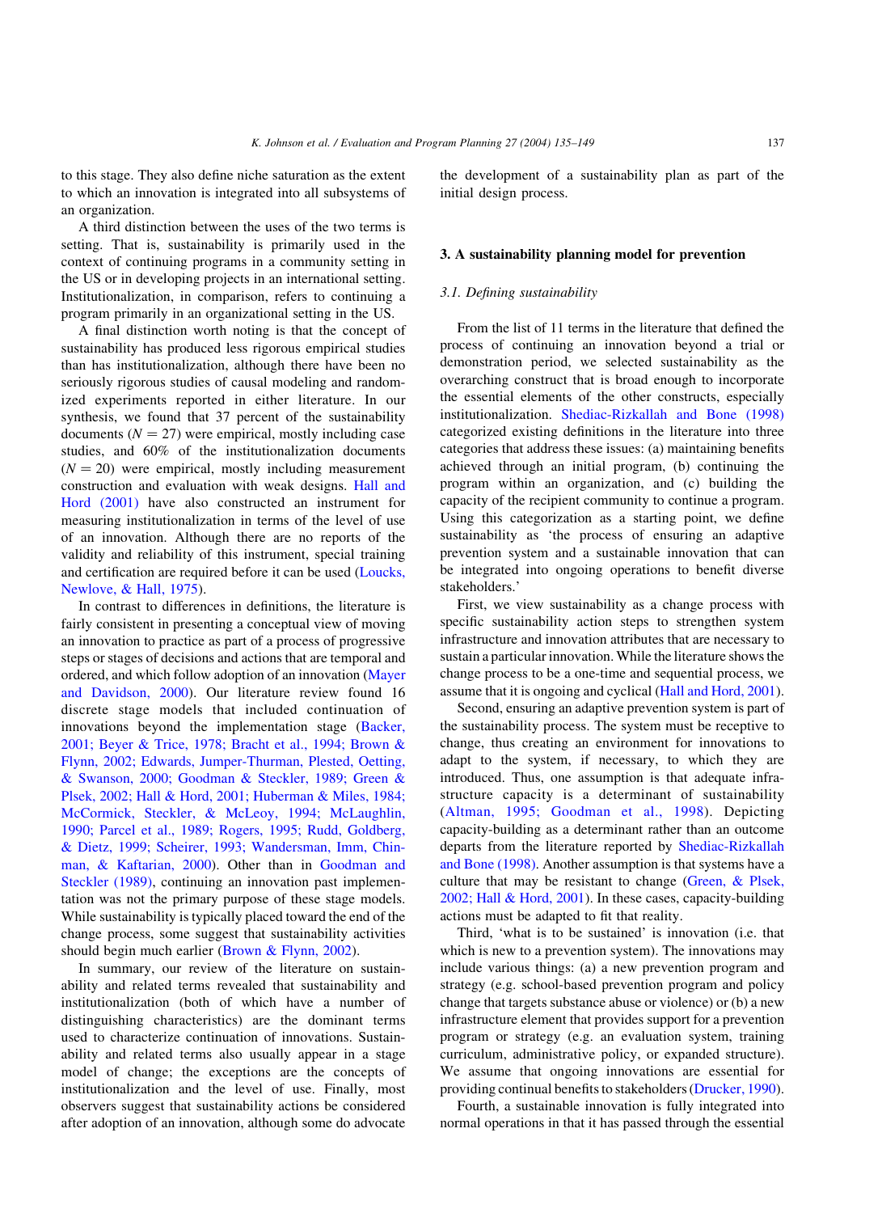to this stage. They also define niche saturation as the extent to which an innovation is integrated into all subsystems of an organization.

A third distinction between the uses of the two terms is setting. That is, sustainability is primarily used in the context of continuing programs in a community setting in the US or in developing projects in an international setting. Institutionalization, in comparison, refers to continuing a program primarily in an organizational setting in the US.

A final distinction worth noting is that the concept of sustainability has produced less rigorous empirical studies than has institutionalization, although there have been no seriously rigorous studies of causal modeling and randomized experiments reported in either literature. In our synthesis, we found that 37 percent of the sustainability documents ($N = 27$) were empirical, mostly including case studies, and 60% of the institutionalization documents ($N = 20$) were empirical, mostly including measurement construction and evaluation with weak designs. Hall and Hord (2001) have also constructed an instrument for measuring institutionalization in terms of the level of use of an innovation. Although there are no reports of the validity and reliability of this instrument, special training and certification are required before it can be used (Loucks, Newlove, & Hall, 1975).

In contrast to differences in definitions, the literature is fairly consistent in presenting a conceptual view of moving an innovation to practice as part of a process of progressive steps or stages of decisions and actions that are temporal and ordered, and which follow adoption of an innovation (Mayer and Davidson, 2000). Our literature review found 16 discrete stage models that included continuation of innovations beyond the implementation stage (Backer, 2001; Beyer & Trice, 1978; Bracht et al., 1994; Brown & Flynn, 2002; Edwards, Jumper-Thurman, Plested, Oetting, & Swanson, 2000; Goodman & Steckler, 1989; Green & Plsek, 2002; Hall & Hord, 2001; Huberman & Miles, 1984; McCormick, Steckler, & McLeoy, 1994; McLaughlin, 1990; Parcel et al., 1989; Rogers, 1995; Rudd, Goldberg, & Dietz, 1999; Scheirer, 1993; Wandersman, Imm, Chinman, & Kaftarian, 2000). Other than in Goodman and Steckler (1989), continuing an innovation past implementation was not the primary purpose of these stage models. While sustainability is typically placed toward the end of the change process, some suggest that sustainability activities should begin much earlier (Brown & Flynn, 2002).

In summary, our review of the literature on sustainability and related terms revealed that sustainability and institutionalization (both of which have a number of distinguishing characteristics) are the dominant terms used to characterize continuation of innovations. Sustainability and related terms also usually appear in a stage model of change; the exceptions are the concepts of institutionalization and the level of use. Finally, most observers suggest that sustainability actions be considered after adoption of an innovation, although some do advocate the development of a sustainability plan as part of the initial design process.

## 3. A sustainability planning model for prevention

### 3.1. Defining sustainability

From the list of 11 terms in the literature that defined the process of continuing an innovation beyond a trial or demonstration period, we selected sustainability as the overarching construct that is broad enough to incorporate the essential elements of the other constructs, especially institutionalization. Shediac-Rizkallah and Bone (1998) categorized existing definitions in the literature into three categories that address these issues: (a) maintaining benefits achieved through an initial program, (b) continuing the program within an organization, and (c) building the capacity of the recipient community to continue a program. Using this categorization as a starting point, we define sustainability as 'the process of ensuring an adaptive prevention system and a sustainable innovation that can be integrated into ongoing operations to benefit diverse stakeholders.'

First, we view sustainability as a change process with specific sustainability action steps to strengthen system infrastructure and innovation attributes that are necessary to sustain a particular innovation. While the literature shows the change process to be a one-time and sequential process, we assume that it is ongoing and cyclical (Hall and Hord, 2001).

Second, ensuring an adaptive prevention system is part of the sustainability process. The system must be receptive to change, thus creating an environment for innovations to adapt to the system, if necessary, to which they are introduced. Thus, one assumption is that adequate infrastructure capacity is a determinant of sustainability (Altman, 1995; Goodman et al., 1998). Depicting capacity-building as a determinant rather than an outcome departs from the literature reported by Shediac-Rizkallah and Bone (1998). Another assumption is that systems have a culture that may be resistant to change (Green, & Plsek, 2002; Hall & Hord, 2001). In these cases, capacity-building actions must be adapted to fit that reality.

Third, 'what is to be sustained' is innovation (i.e. that which is new to a prevention system). The innovations may include various things: (a) a new prevention program and strategy (e.g. school-based prevention program and policy change that targets substance abuse or violence) or (b) a new infrastructure element that provides support for a prevention program or strategy (e.g. an evaluation system, training curriculum, administrative policy, or expanded structure). We assume that ongoing innovations are essential for providing continual benefits to stakeholders (Drucker, 1990).

Fourth, a sustainable innovation is fully integrated into normal operations in that it has passed through the essential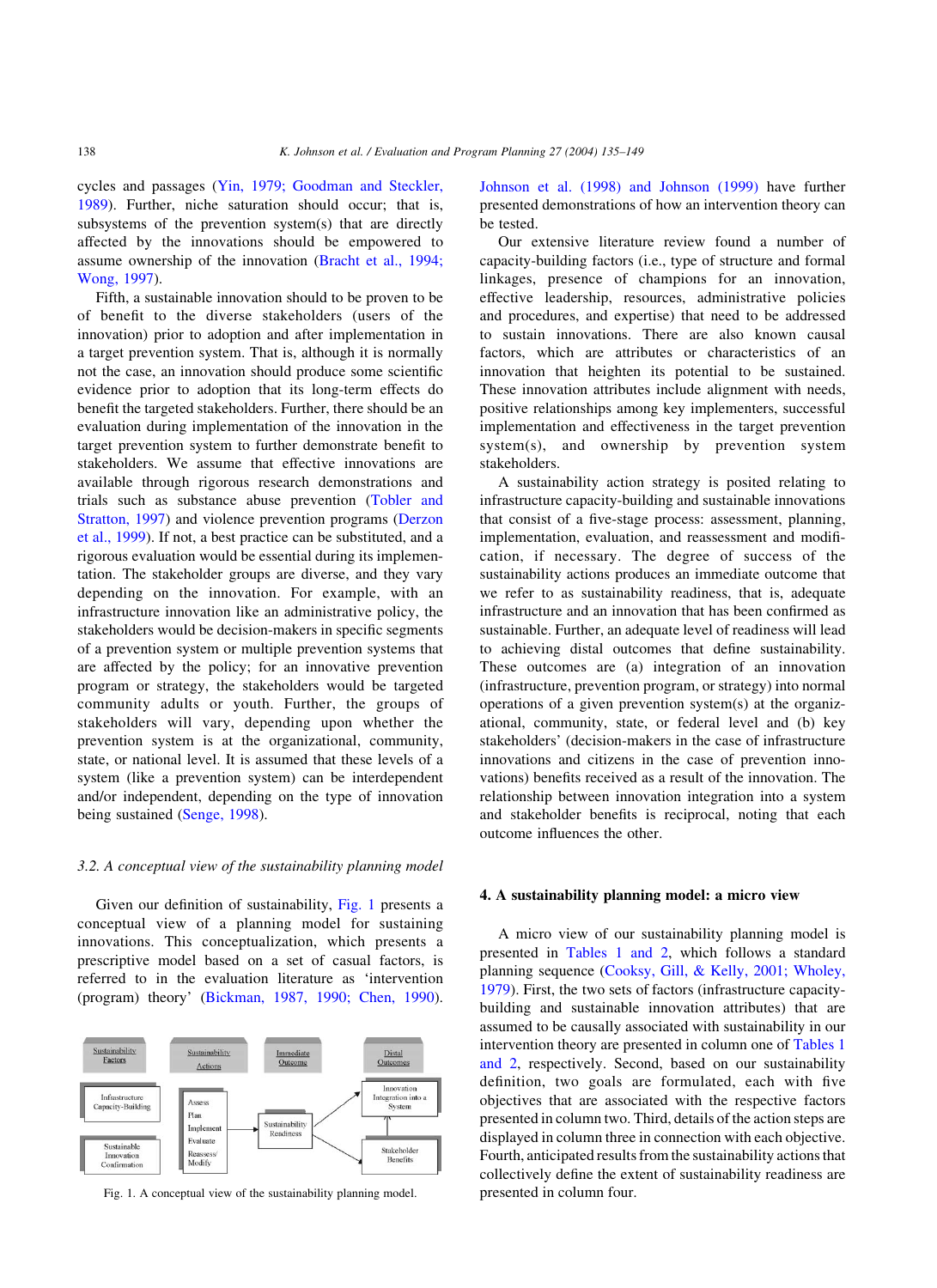cycles and passages (Yin, 1979; Goodman and Steckler, 1989). Further, niche saturation should occur; that is, subsystems of the prevention system(s) that are directly affected by the innovations should be empowered to assume ownership of the innovation (Bracht et al., 1994; Wong, 1997).

Fifth, a sustainable innovation should to be proven to be of benefit to the diverse stakeholders (users of the innovation) prior to adoption and after implementation in a target prevention system. That is, although it is normally not the case, an innovation should produce some scientific evidence prior to adoption that its long-term effects do benefit the targeted stakeholders. Further, there should be an evaluation during implementation of the innovation in the target prevention system to further demonstrate benefit to stakeholders. We assume that effective innovations are available through rigorous research demonstrations and trials such as substance abuse prevention (Tobler and Stratton, 1997) and violence prevention programs (Derzon et al., 1999). If not, a best practice can be substituted, and a rigorous evaluation would be essential during its implementation. The stakeholder groups are diverse, and they vary depending on the innovation. For example, with an infrastructure innovation like an administrative policy, the stakeholders would be decision-makers in specific segments of a prevention system or multiple prevention systems that are affected by the policy; for an innovative prevention program or strategy, the stakeholders would be targeted community adults or youth. Further, the groups of stakeholders will vary, depending upon whether the prevention system is at the organizational, community, state, or national level. It is assumed that these levels of a system (like a prevention system) can be interdependent and/or independent, depending on the type of innovation being sustained (Senge, 1998).

### 3.2. A conceptual view of the sustainability planning model

Given our definition of sustainability, Fig. 1 presents a conceptual view of a planning model for sustaining innovations. This conceptualization, which presents a prescriptive model based on a set of casual factors, is referred to in the evaluation literature as 'intervention (program) theory' (Bickman, 1987, 1990; Chen, 1990). Johnson et al. (1998) and Johnson (1999) have further presented demonstrations of how an intervention theory can be tested.

Fig. 1. A conceptual view of the sustainability planning model.

Our extensive literature review found a number of capacity-building factors (i.e., type of structure and formal linkages, presence of champions for an innovation, effective leadership, resources, administrative policies and procedures, and expertise) that need to be addressed to sustain innovations. There are also known causal factors, which are attributes or characteristics of an innovation that heighten its potential to be sustained. These innovation attributes include alignment with needs, positive relationships among key implementers, successful implementation and effectiveness in the target prevention system(s), and ownership by prevention system stakeholders.

A sustainability action strategy is posited relating to infrastructure capacity-building and sustainable innovations that consist of a five-stage process: assessment, planning, implementation, evaluation, and reassessment and modification, if necessary. The degree of success of the sustainability actions produces an immediate outcome that we refer to as sustainability readiness, that is, adequate infrastructure and an innovation that has been confirmed as sustainable. Further, an adequate level of readiness will lead to achieving distal outcomes that define sustainability. These outcomes are (a) integration of an innovation (infrastructure, prevention program, or strategy) into normal operations of a given prevention system(s) at the organizational, community, state, or federal level and (b) key stakeholders' (decision-makers in the case of infrastructure innovations and citizens in the case of prevention innovations) benefits received as a result of the innovation. The relationship between innovation integration into a system and stakeholder benefits is reciprocal, noting that each outcome influences the other.

## 4. A sustainability planning model: a micro view

A micro view of our sustainability planning model is presented in Tables 1 and 2, which follows a standard planning sequence (Cooksy, Gill, & Kelly, 2001; Wholey, 1979). First, the two sets of factors (infrastructure capacity-building and sustainable innovation attributes) that are assumed to be causally associated with sustainability in our intervention theory are presented in column one of Tables 1 and 2, respectively. Second, based on our sustainability definition, two goals are formulated, each with five objectives that are associated with the respective factors presented in column two. Third, details of the action steps are displayed in column three in connection with each objective. Fourth, anticipated results from the sustainability actions that collectively define the extent of sustainability readiness are presented in column four.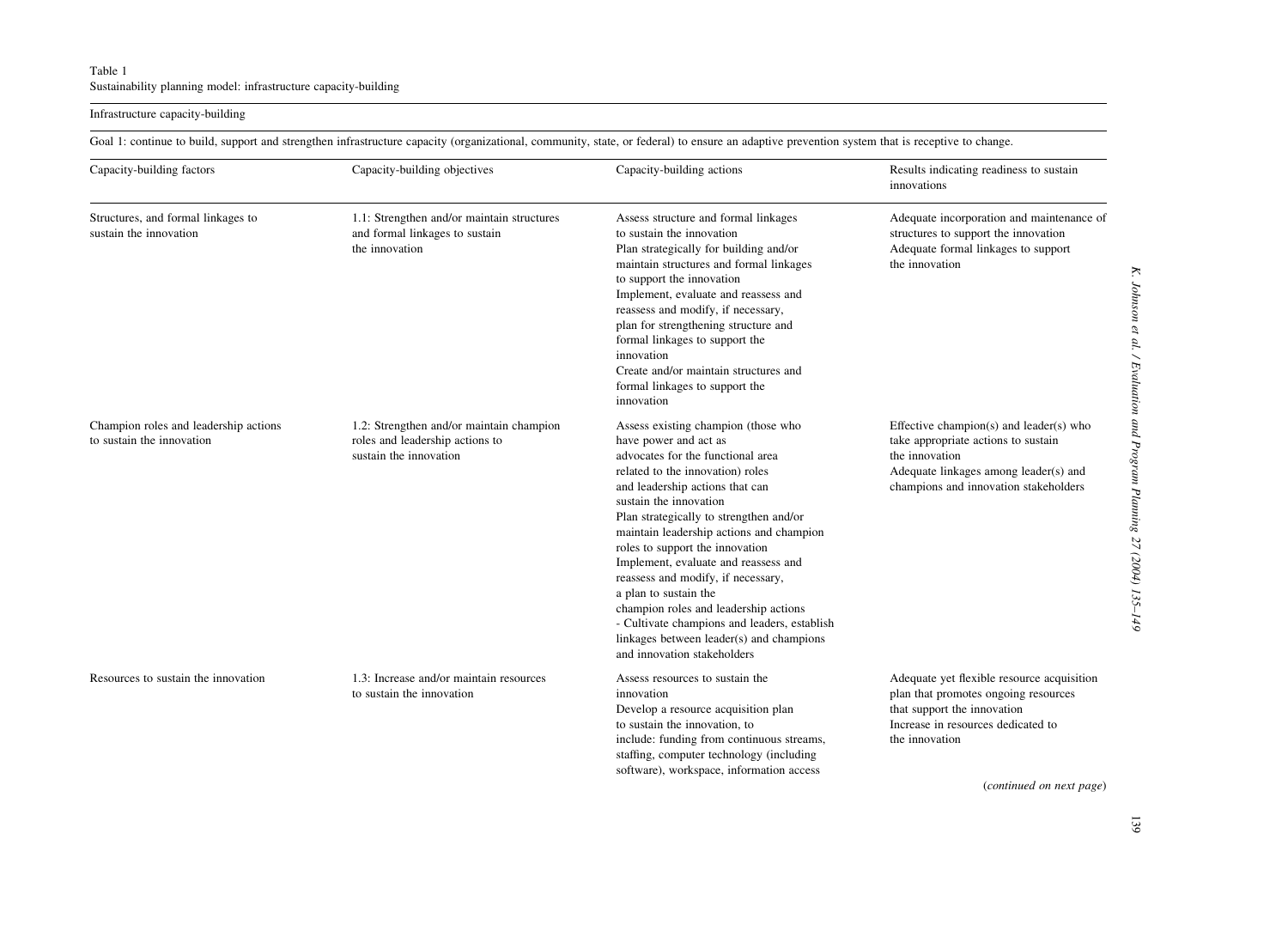Table 1
Sustainability planning model: infrastructure capacity-building

Infrastructure capacity-building

Goal 1: continue to build, support and strengthen infrastructure capacity (organizational, community, state, or federal) to ensure an adaptive prevention system that is receptive to change.

| Capacity-building factors | Capacity-building objectives | Capacity-building actions | Results indicating readiness to sustain innovations |
|---|---|---|---|
| Structures, and formal linkages to sustain the innovation | 1.1: Strengthen and/or maintain structures and formal linkages to sustain the innovation | Assess structure and formal linkages to sustain the innovation<br>Plan strategically for building and/or maintain structures and formal linkages to support the innovation<br>Implement, evaluate and reassess and reassess and modify, if necessary, plan for strengthening structure and formal linkages to support the innovation<br>Create and/or maintain structures and formal linkages to support the innovation | Adequate incorporation and maintenance of structures to support the innovation<br>Adequate formal linkages to support the innovation |
| Champion roles and leadership actions to sustain the innovation | 1.2: Strengthen and/or maintain champion roles and leadership actions to sustain the innovation | Assess existing champion (those who have power and act as advocates for the functional area related to the innovation) roles and leadership actions that can sustain the innovation<br>Plan strategically to strengthen and/or maintain leadership actions and champion roles to support the innovation<br>Implement, evaluate and reassess and reassess and modify, if necessary, a plan to sustain the champion roles and leadership actions<br>- Cultivate champions and leaders, establish linkages between leader(s) and champions and innovation stakeholders | Effective champion(s) and leader(s) who take appropriate actions to sustain the innovation<br>Adequate linkages among leader(s) and champions and innovation stakeholders |
| Resources to sustain the innovation | 1.3: Increase and/or maintain resources to sustain the innovation | Assess resources to sustain the innovation<br>Develop a resource acquisition plan to sustain the innovation, to include: funding from continuous streams, staffing, computer technology (including software), workspace, information access | Adequate yet flexible resource acquisition plan that promotes ongoing resources that support the innovation<br>Increase in resources dedicated to the innovation |

(*continued on next page*)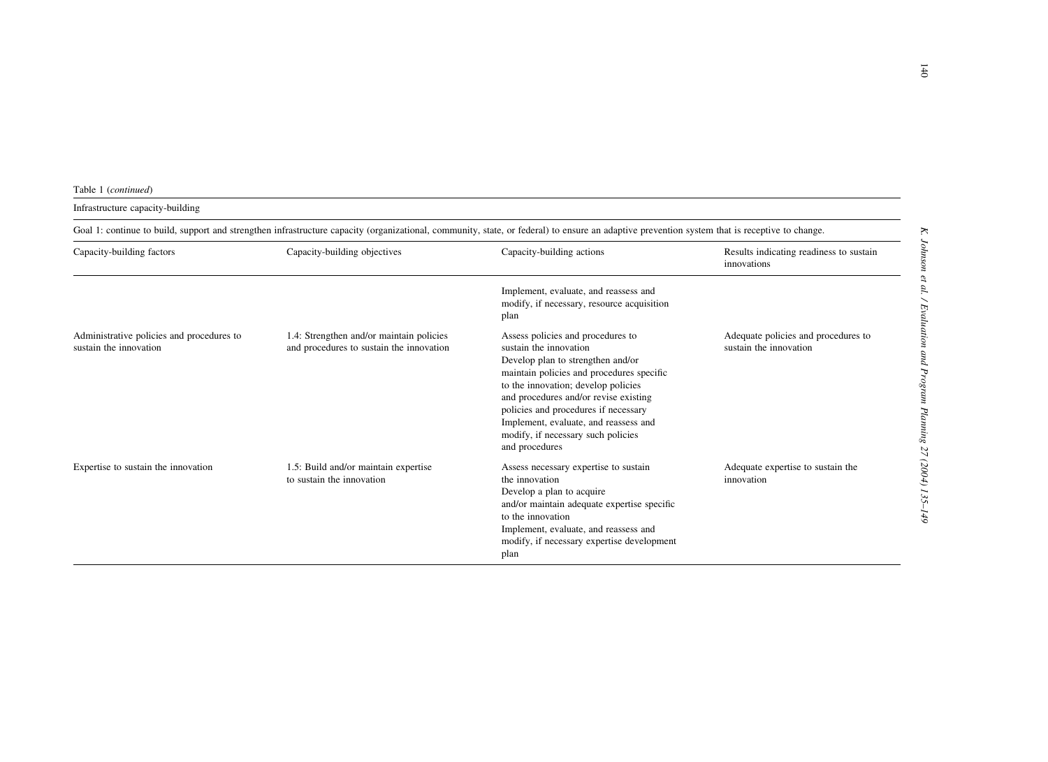Table 1 (*continued*)

Infrastructure capacity-building

Goal 1: continue to build, support and strengthen infrastructure capacity (organizational, community, state, or federal) to ensure an adaptive prevention system that is receptive to change.

| Capacity-building factors | Capacity-building objectives | Capacity-building actions | Results indicating readiness to sustain innovations |
|---|---|---|---|
| | | Implement, evaluate, and reassess and modify, if necessary, resource acquisition plan | |
| Administrative policies and procedures to sustain the innovation | 1.4: Strengthen and/or maintain policies and procedures to sustain the innovation | Assess policies and procedures to sustain the innovation<br>Develop plan to strengthen and/or maintain policies and procedures specific to the innovation; develop policies and procedures and/or revise existing policies and procedures if necessary<br>Implement, evaluate, and reassess and modify, if necessary such policies and procedures | Adequate policies and procedures to sustain the innovation |
| Expertise to sustain the innovation | 1.5: Build and/or maintain expertise to sustain the innovation | Assess necessary expertise to sustain the innovation<br>Develop a plan to acquire and/or maintain adequate expertise specific to the innovation<br>Implement, evaluate, and reassess and modify, if necessary expertise development plan | Adequate expertise to sustain the innovation |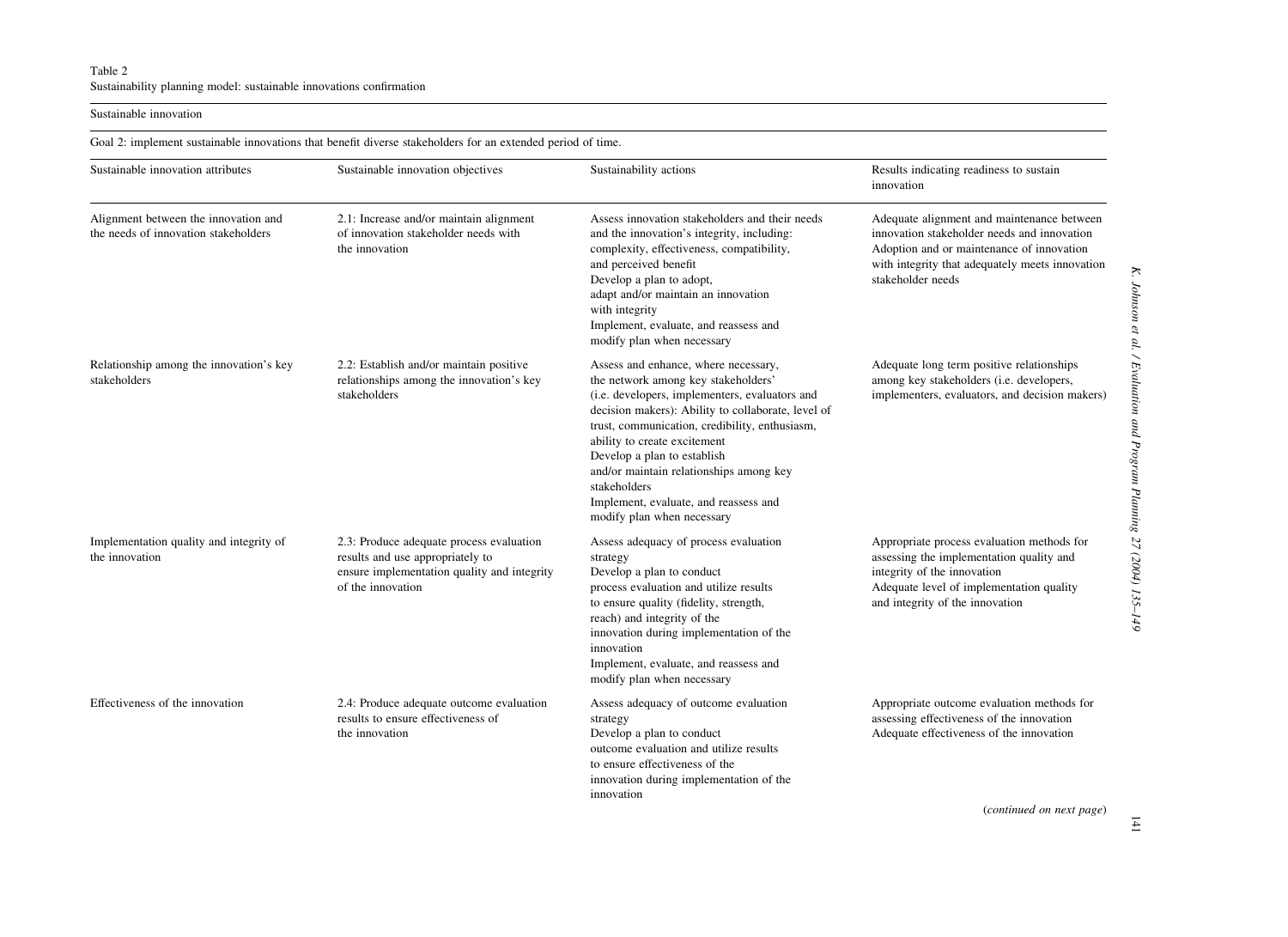Table 2
Sustainability planning model: sustainable innovations confirmation

| Sustainable innovation | | | |
|---|---|---|---|
| Goal 2: implement sustainable innovations that benefit diverse stakeholders for an extended period of time. | | | |
| **Sustainable innovation attributes** | **Sustainable innovation objectives** | **Sustainability actions** | **Results indicating readiness to sustain innovation** |
| Alignment between the innovation and the needs of innovation stakeholders | 2.1: Increase and/or maintain alignment of innovation stakeholder needs with the innovation | Assess innovation stakeholders and their needs and the innovation's integrity, including: complexity, effectiveness, compatibility, and perceived benefit<br>Develop a plan to adopt, adapt and/or maintain an innovation with integrity<br>Implement, evaluate, and reassess and modify plan when necessary | Adequate alignment and maintenance between innovation stakeholder needs and innovation<br>Adoption and or maintenance of innovation with integrity that adequately meets innovation stakeholder needs |
| Relationship among the innovation's key stakeholders | 2.2: Establish and/or maintain positive relationships among the innovation's key stakeholders | Assess and enhance, where necessary, the network among key stakeholders' (i.e. developers, implementers, evaluators and decision makers): Ability to collaborate, level of trust, communication, credibility, enthusiasm, ability to create excitement<br>Develop a plan to establish and/or maintain relationships among key stakeholders<br>Implement, evaluate, and reassess and modify plan when necessary | Adequate long term positive relationships among key stakeholders (i.e. developers, implementers, evaluators, and decision makers) |
| Implementation quality and integrity of the innovation | 2.3: Produce adequate process evaluation results and use appropriately to ensure implementation quality and integrity of the innovation | Assess adequacy of process evaluation strategy<br>Develop a plan to conduct process evaluation and utilize results to ensure quality (fidelity, strength, reach) and integrity of the innovation during implementation of the innovation<br>Implement, evaluate, and reassess and modify plan when necessary | Appropriate process evaluation methods for assessing the implementation quality and integrity of the innovation<br>Adequate level of implementation quality and integrity of the innovation |
| Effectiveness of the innovation | 2.4: Produce adequate outcome evaluation results to ensure effectiveness of the innovation | Assess adequacy of outcome evaluation strategy<br>Develop a plan to conduct outcome evaluation and utilize results to ensure effectiveness of the innovation during implementation of the innovation | Appropriate outcome evaluation methods for assessing effectiveness of the innovation<br>Adequate effectiveness of the innovation |

(*continued on next page*)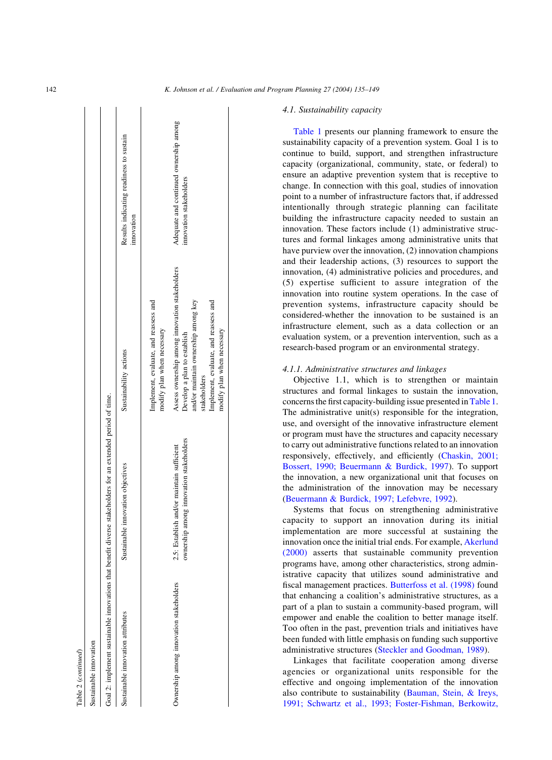Table 2 (*continued*)

| Sustainable innovation | | | |
|---|---|---|---|
| Goal 2: implement sustainable innovations that benefit diverse stakeholders for an extended period of time. | | | |
| Sustainable innovation attributes | Sustainable innovation objectives | Sustainability actions | Results indicating readiness to sustain innovation |
| | | Implement, evaluate, and reassess and modify plan when necessary | |
| Ownership among innovation stakeholders | 2.5: Establish and/or maintain sufficient ownership among innovation stakeholders | Assess ownership among innovation stakeholders<br>Develop a plan to establish and/or maintain ownership among key stakeholders<br>Implement, evaluate, and reassess and modify plan when necessary | Adequate and continued ownership among innovation stakeholders |

### 4.1. Sustainability capacity

Table 1 presents our planning framework to ensure the sustainability capacity of a prevention system. Goal 1 is to continue to build, support, and strengthen infrastructure capacity (organizational, community, state, or federal) to ensure an adaptive prevention system that is receptive to change. In connection with this goal, studies of innovation point to a number of infrastructure factors that, if addressed intentionally through strategic planning can facilitate building the infrastructure capacity needed to sustain an innovation. These factors include (1) administrative structures and formal linkages among administrative units that have purview over the innovation, (2) innovation champions and their leadership actions, (3) resources to support the innovation, (4) administrative policies and procedures, and (5) expertise sufficient to assure integration of the innovation into routine system operations. In the case of prevention systems, infrastructure capacity should be considered-whether the innovation to be sustained is an infrastructure element, such as a data collection or an evaluation system, or a prevention intervention, such as a research-based program or an environmental strategy.

#### 4.1.1. Administrative structures and linkages

Objective 1.1, which is to strengthen or maintain structures and formal linkages to sustain the innovation, concerns the first capacity-building issue presented in Table 1. The administrative unit(s) responsible for the integration, use, and oversight of the innovative infrastructure element or program must have the structures and capacity necessary to carry out administrative functions related to an innovation responsively, effectively, and efficiently (Chaskin, 2001; Bossert, 1990; Beuermann & Burdick, 1997). To support the innovation, a new organizational unit that focuses on the administration of the innovation may be necessary (Beuermann & Burdick, 1997; Lefebvre, 1992).

Systems that focus on strengthening administrative capacity to support an innovation during its initial implementation are more successful at sustaining the innovation once the initial trial ends. For example, Akerlund (2000) asserts that sustainable community prevention programs have, among other characteristics, strong administrative capacity that utilizes sound administrative and fiscal management practices. Butterfoss et al. (1998) found that enhancing a coalition's administrative structures, as a part of a plan to sustain a community-based program, will empower and enable the coalition to better manage itself. Too often in the past, prevention trials and initiatives have been funded with little emphasis on funding such supportive administrative structures (Steckler and Goodman, 1989).

Linkages that facilitate cooperation among diverse agencies or organizational units responsible for the effective and ongoing implementation of the innovation also contribute to sustainability (Bauman, Stein, & Ireys, 1991; Schwartz et al., 1993; Foster-Fishman, Berkowitz,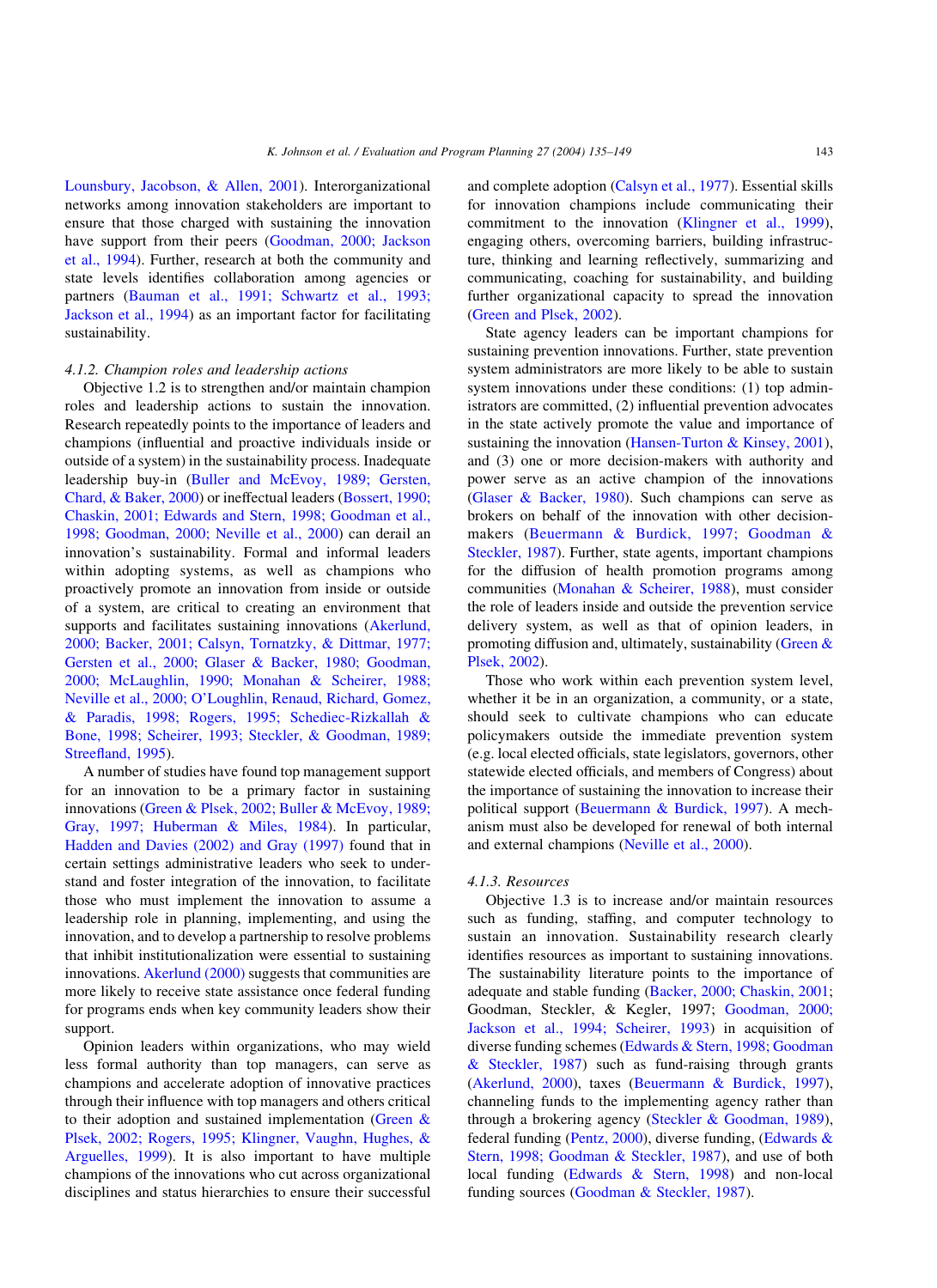Lounsbury, Jacobson, & Allen, 2001). Interorganizational networks among innovation stakeholders are important to ensure that those charged with sustaining the innovation have support from their peers (Goodman, 2000; Jackson et al., 1994). Further, research at both the community and state levels identifies collaboration among agencies or partners (Bauman et al., 1991; Schwartz et al., 1993; Jackson et al., 1994) as an important factor for facilitating sustainability.

#### 4.1.2. Champion roles and leadership actions

Objective 1.2 is to strengthen and/or maintain champion roles and leadership actions to sustain the innovation. Research repeatedly points to the importance of leaders and champions (influential and proactive individuals inside or outside of a system) in the sustainability process. Inadequate leadership buy-in (Buller and McEvoy, 1989; Gersten, Chard, & Baker, 2000) or ineffectual leaders (Bossert, 1990; Chaskin, 2001; Edwards and Stern, 1998; Goodman et al., 1998; Goodman, 2000; Neville et al., 2000) can derail an innovation's sustainability. Formal and informal leaders within adopting systems, as well as champions who proactively promote an innovation from inside or outside of a system, are critical to creating an environment that supports and facilitates sustaining innovations (Akerlund, 2000; Backer, 2001; Calsyn, Tornatzky, & Dittmar, 1977; Gersten et al., 2000; Glaser & Backer, 1980; Goodman, 2000; McLaughlin, 1990; Monahan & Scheirer, 1988; Neville et al., 2000; O'Loughlin, Renaud, Richard, Gomez, & Paradis, 1998; Rogers, 1995; Schediec-Rizkallah & Bone, 1998; Scheirer, 1993; Steckler, & Goodman, 1989; Streefland, 1995).

A number of studies have found top management support for an innovation to be a primary factor in sustaining innovations (Green & Plsek, 2002; Buller & McEvoy, 1989; Gray, 1997; Huberman & Miles, 1984). In particular, Hadden and Davies (2002) and Gray (1997) found that in certain settings administrative leaders who seek to understand and foster integration of the innovation, to facilitate those who must implement the innovation to assume a leadership role in planning, implementing, and using the innovation, and to develop a partnership to resolve problems that inhibit institutionalization were essential to sustaining innovations. Akerlund (2000) suggests that communities are more likely to receive state assistance once federal funding for programs ends when key community leaders show their support.

Opinion leaders within organizations, who may wield less formal authority than top managers, can serve as champions and accelerate adoption of innovative practices through their influence with top managers and others critical to their adoption and sustained implementation (Green & Plsek, 2002; Rogers, 1995; Klingner, Vaughn, Hughes, & Arguelles, 1999). It is also important to have multiple champions of the innovations who cut across organizational disciplines and status hierarchies to ensure their successful and complete adoption (Calsyn et al., 1977). Essential skills for innovation champions include communicating their commitment to the innovation (Klingner et al., 1999), engaging others, overcoming barriers, building infrastructure, thinking and learning reflectively, summarizing and communicating, coaching for sustainability, and building further organizational capacity to spread the innovation (Green and Plsek, 2002).

State agency leaders can be important champions for sustaining prevention innovations. Further, state prevention system administrators are more likely to be able to sustain system innovations under these conditions: (1) top administrators are committed, (2) influential prevention advocates in the state actively promote the value and importance of sustaining the innovation (Hansen-Turton & Kinsey, 2001), and (3) one or more decision-makers with authority and power serve as an active champion of the innovations (Glaser & Backer, 1980). Such champions can serve as brokers on behalf of the innovation with other decision-makers (Beuermann & Burdick, 1997; Goodman & Steckler, 1987). Further, state agents, important champions for the diffusion of health promotion programs among communities (Monahan & Scheirer, 1988), must consider the role of leaders inside and outside the prevention service delivery system, as well as that of opinion leaders, in promoting diffusion and, ultimately, sustainability (Green & Plsek, 2002).

Those who work within each prevention system level, whether it be in an organization, a community, or a state, should seek to cultivate champions who can educate policymakers outside the immediate prevention system (e.g. local elected officials, state legislators, governors, other statewide elected officials, and members of Congress) about the importance of sustaining the innovation to increase their political support (Beuermann & Burdick, 1997). A mechanism must also be developed for renewal of both internal and external champions (Neville et al., 2000).

#### 4.1.3. Resources

Objective 1.3 is to increase and/or maintain resources such as funding, staffing, and computer technology to sustain an innovation. Sustainability research clearly identifies resources as important to sustaining innovations. The sustainability literature points to the importance of adequate and stable funding (Backer, 2000; Chaskin, 2001; Goodman, Steckler, & Kegler, 1997; Goodman, 2000; Jackson et al., 1994; Scheirer, 1993) in acquisition of diverse funding schemes (Edwards & Stern, 1998; Goodman & Steckler, 1987) such as fund-raising through grants (Akerlund, 2000), taxes (Beuermann & Burdick, 1997), channeling funds to the implementing agency rather than through a brokering agency (Steckler & Goodman, 1989), federal funding (Pentz, 2000), diverse funding, (Edwards & Stern, 1998; Goodman & Steckler, 1987), and use of both local funding (Edwards & Stern, 1998) and non-local funding sources (Goodman & Steckler, 1987).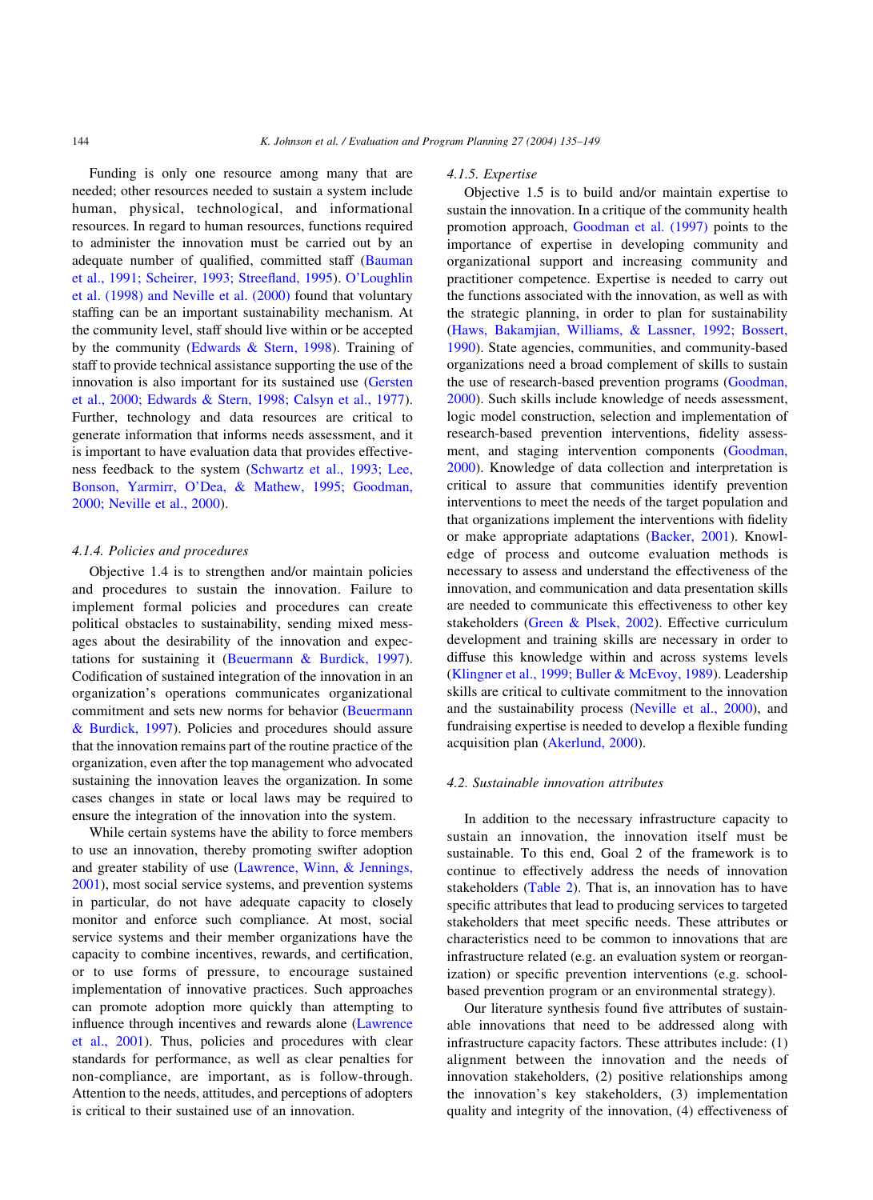Funding is only one resource among many that are needed; other resources needed to sustain a system include human, physical, technological, and informational resources. In regard to human resources, functions required to administer the innovation must be carried out by an adequate number of qualified, committed staff (Bauman et al., 1991; Scheirer, 1993; Streefland, 1995). O'Loughlin et al. (1998) and Neville et al. (2000) found that voluntary staffing can be an important sustainability mechanism. At the community level, staff should live within or be accepted by the community (Edwards & Stern, 1998). Training of staff to provide technical assistance supporting the use of the innovation is also important for its sustained use (Gersten et al., 2000; Edwards & Stern, 1998; Calsyn et al., 1977). Further, technology and data resources are critical to generate information that informs needs assessment, and it is important to have evaluation data that provides effectiveness feedback to the system (Schwartz et al., 1993; Lee, Bonson, Yarmirr, O'Dea, & Mathew, 1995; Goodman, 2000; Neville et al., 2000).

#### 4.1.4. Policies and procedures

Objective 1.4 is to strengthen and/or maintain policies and procedures to sustain the innovation. Failure to implement formal policies and procedures can create political obstacles to sustainability, sending mixed messages about the desirability of the innovation and expectations for sustaining it (Beuermann & Burdick, 1997). Codification of sustained integration of the innovation in an organization's operations communicates organizational commitment and sets new norms for behavior (Beuermann & Burdick, 1997). Policies and procedures should assure that the innovation remains part of the routine practice of the organization, even after the top management who advocated sustaining the innovation leaves the organization. In some cases changes in state or local laws may be required to ensure the integration of the innovation into the system.

While certain systems have the ability to force members to use an innovation, thereby promoting swifter adoption and greater stability of use (Lawrence, Winn, & Jennings, 2001), most social service systems, and prevention systems in particular, do not have adequate capacity to closely monitor and enforce such compliance. At most, social service systems and their member organizations have the capacity to combine incentives, rewards, and certification, or to use forms of pressure, to encourage sustained implementation of innovative practices. Such approaches can promote adoption more quickly than attempting to influence through incentives and rewards alone (Lawrence et al., 2001). Thus, policies and procedures with clear standards for performance, as well as clear penalties for non-compliance, are important, as is follow-through. Attention to the needs, attitudes, and perceptions of adopters is critical to their sustained use of an innovation.

#### 4.1.5. Expertise

Objective 1.5 is to build and/or maintain expertise to sustain the innovation. In a critique of the community health promotion approach, Goodman et al. (1997) points to the importance of expertise in developing community and organizational support and increasing community and practitioner competence. Expertise is needed to carry out the functions associated with the innovation, as well as with the strategic planning, in order to plan for sustainability (Haws, Bakamjian, Williams, & Lassner, 1992; Bossert, 1990). State agencies, communities, and community-based organizations need a broad complement of skills to sustain the use of research-based prevention programs (Goodman, 2000). Such skills include knowledge of needs assessment, logic model construction, selection and implementation of research-based prevention interventions, fidelity assessment, and staging intervention components (Goodman, 2000). Knowledge of data collection and interpretation is critical to assure that communities identify prevention interventions to meet the needs of the target population and that organizations implement the interventions with fidelity or make appropriate adaptations (Backer, 2001). Knowledge of process and outcome evaluation methods is necessary to assess and understand the effectiveness of the innovation, and communication and data presentation skills are needed to communicate this effectiveness to other key stakeholders (Green & Plsek, 2002). Effective curriculum development and training skills are necessary in order to diffuse this knowledge within and across systems levels (Klingner et al., 1999; Buller & McEvoy, 1989). Leadership skills are critical to cultivate commitment to the innovation and the sustainability process (Neville et al., 2000), and fundraising expertise is needed to develop a flexible funding acquisition plan (Akerlund, 2000).

### 4.2. Sustainable innovation attributes

In addition to the necessary infrastructure capacity to sustain an innovation, the innovation itself must be sustainable. To this end, Goal 2 of the framework is to continue to effectively address the needs of innovation stakeholders (Table 2). That is, an innovation has to have specific attributes that lead to producing services to targeted stakeholders that meet specific needs. These attributes or characteristics need to be common to innovations that are infrastructure related (e.g. an evaluation system or reorganization) or specific prevention interventions (e.g. school-based prevention program or an environmental strategy).

Our literature synthesis found five attributes of sustainable innovations that need to be addressed along with infrastructure capacity factors. These attributes include: (1) alignment between the innovation and the needs of innovation stakeholders, (2) positive relationships among the innovation's key stakeholders, (3) implementation quality and integrity of the innovation, (4) effectiveness of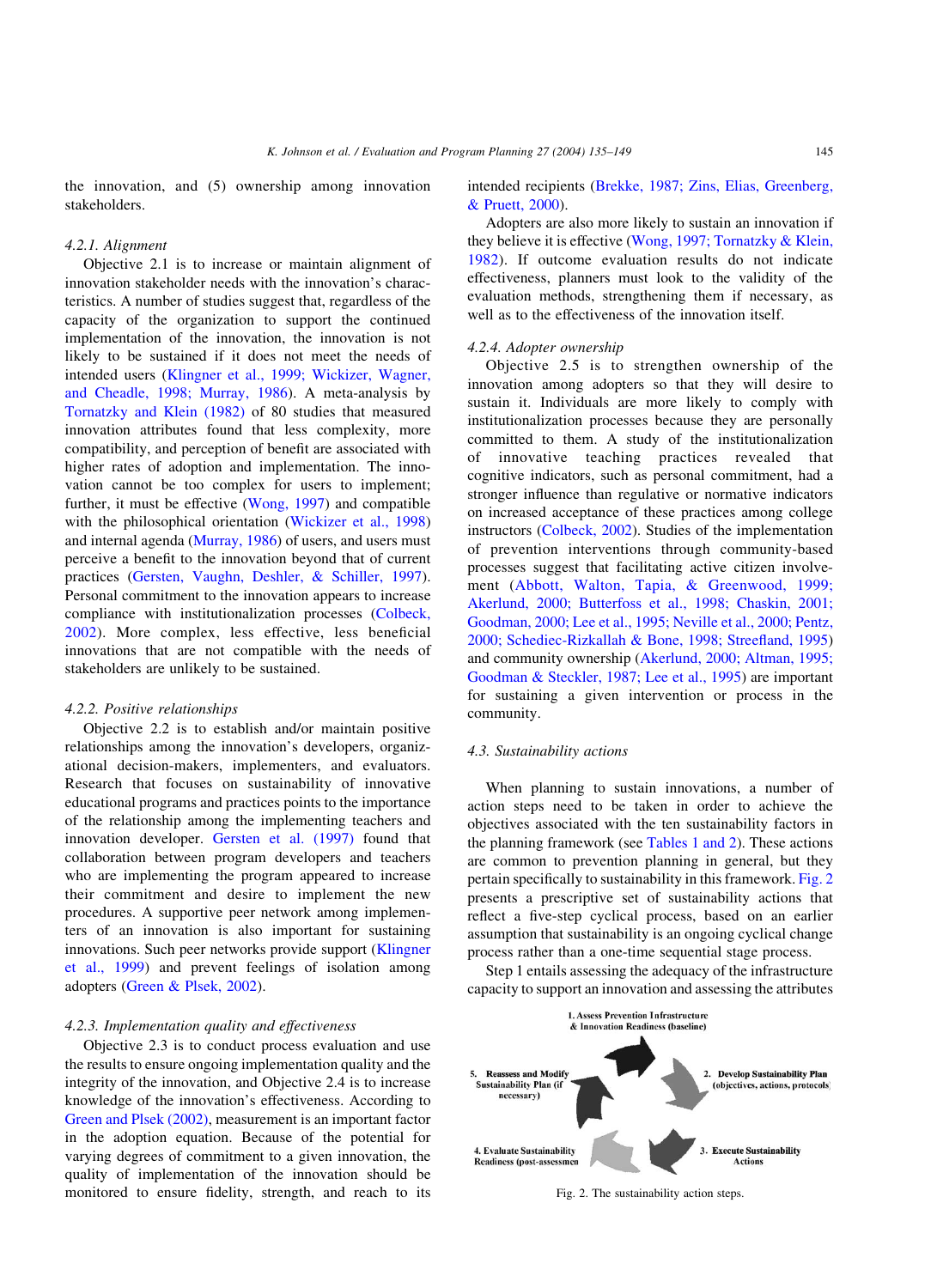the innovation, and (5) ownership among innovation stakeholders.

#### 4.2.1. Alignment

Objective 2.1 is to increase or maintain alignment of innovation stakeholder needs with the innovation's characteristics. A number of studies suggest that, regardless of the capacity of the organization to support the continued implementation of the innovation, the innovation is not likely to be sustained if it does not meet the needs of intended users (Klingner et al., 1999; Wickizer, Wagner, and Cheadle, 1998; Murray, 1986). A meta-analysis by Tornatzky and Klein (1982) of 80 studies that measured innovation attributes found that less complexity, more compatibility, and perception of benefit are associated with higher rates of adoption and implementation. The innovation cannot be too complex for users to implement; further, it must be effective (Wong, 1997) and compatible with the philosophical orientation (Wickizer et al., 1998) and internal agenda (Murray, 1986) of users, and users must perceive a benefit to the innovation beyond that of current practices (Gersten, Vaughn, Deshler, & Schiller, 1997). Personal commitment to the innovation appears to increase compliance with institutionalization processes (Colbeck, 2002). More complex, less effective, less beneficial innovations that are not compatible with the needs of stakeholders are unlikely to be sustained.

#### 4.2.2. Positive relationships

Objective 2.2 is to establish and/or maintain positive relationships among the innovation's developers, organizational decision-makers, implementers, and evaluators. Research that focuses on sustainability of innovative educational programs and practices points to the importance of the relationship among the implementing teachers and innovation developer. Gersten et al. (1997) found that collaboration between program developers and teachers who are implementing the program appeared to increase their commitment and desire to implement the new procedures. A supportive peer network among implementers of an innovation is also important for sustaining innovations. Such peer networks provide support (Klingner et al., 1999) and prevent feelings of isolation among adopters (Green & Plsek, 2002).

#### 4.2.3. Implementation quality and effectiveness

Objective 2.3 is to conduct process evaluation and use the results to ensure ongoing implementation quality and the integrity of the innovation, and Objective 2.4 is to increase knowledge of the innovation's effectiveness. According to Green and Plsek (2002), measurement is an important factor in the adoption equation. Because of the potential for varying degrees of commitment to a given innovation, the quality of implementation of the innovation should be monitored to ensure fidelity, strength, and reach to its intended recipients (Brekke, 1987; Zins, Elias, Greenberg, & Pruett, 2000).

Adopters are also more likely to sustain an innovation if they believe it is effective (Wong, 1997; Tornatzky & Klein, 1982). If outcome evaluation results do not indicate effectiveness, planners must look to the validity of the evaluation methods, strengthening them if necessary, as well as to the effectiveness of the innovation itself.

#### 4.2.4. Adopter ownership

Objective 2.5 is to strengthen ownership of the innovation among adopters so that they will desire to sustain it. Individuals are more likely to comply with institutionalization processes because they are personally committed to them. A study of the institutionalization of innovative teaching practices revealed that cognitive indicators, such as personal commitment, had a stronger influence than regulative or normative indicators on increased acceptance of these practices among college instructors (Colbeck, 2002). Studies of the implementation of prevention interventions through community-based processes suggest that facilitating active citizen involvement (Abbott, Walton, Tapia, & Greenwood, 1999; Akerlund, 2000; Butterfoss et al., 1998; Chaskin, 2001; Goodman, 2000; Lee et al., 1995; Neville et al., 2000; Pentz, 2000; Schediec-Rizkallah & Bone, 1998; Streefland, 1995) and community ownership (Akerlund, 2000; Altman, 1995; Goodman & Steckler, 1987; Lee et al., 1995) are important for sustaining a given intervention or process in the community.

### 4.3. Sustainability actions

When planning to sustain innovations, a number of action steps need to be taken in order to achieve the objectives associated with the ten sustainability factors in the planning framework (see Tables 1 and 2). These actions are common to prevention planning in general, but they pertain specifically to sustainability in this framework. Fig. 2 presents a prescriptive set of sustainability actions that reflect a five-step cyclical process, based on an earlier assumption that sustainability is an ongoing cyclical change process rather than a one-time sequential stage process.

Step 1 entails assessing the adequacy of the infrastructure capacity to support an innovation and assessing the attributes

1. Assess Prevention Infrastructure & Innovation Readiness (baseline)
2. Develop Sustainability Plan (objectives, actions, protocols)
3. Execute Sustainability Actions
4. Evaluate Sustainability Readiness (post-assessmen
5. Reassess and Modify Sustainability Plan (if necessary)

Fig. 2. The sustainability action steps.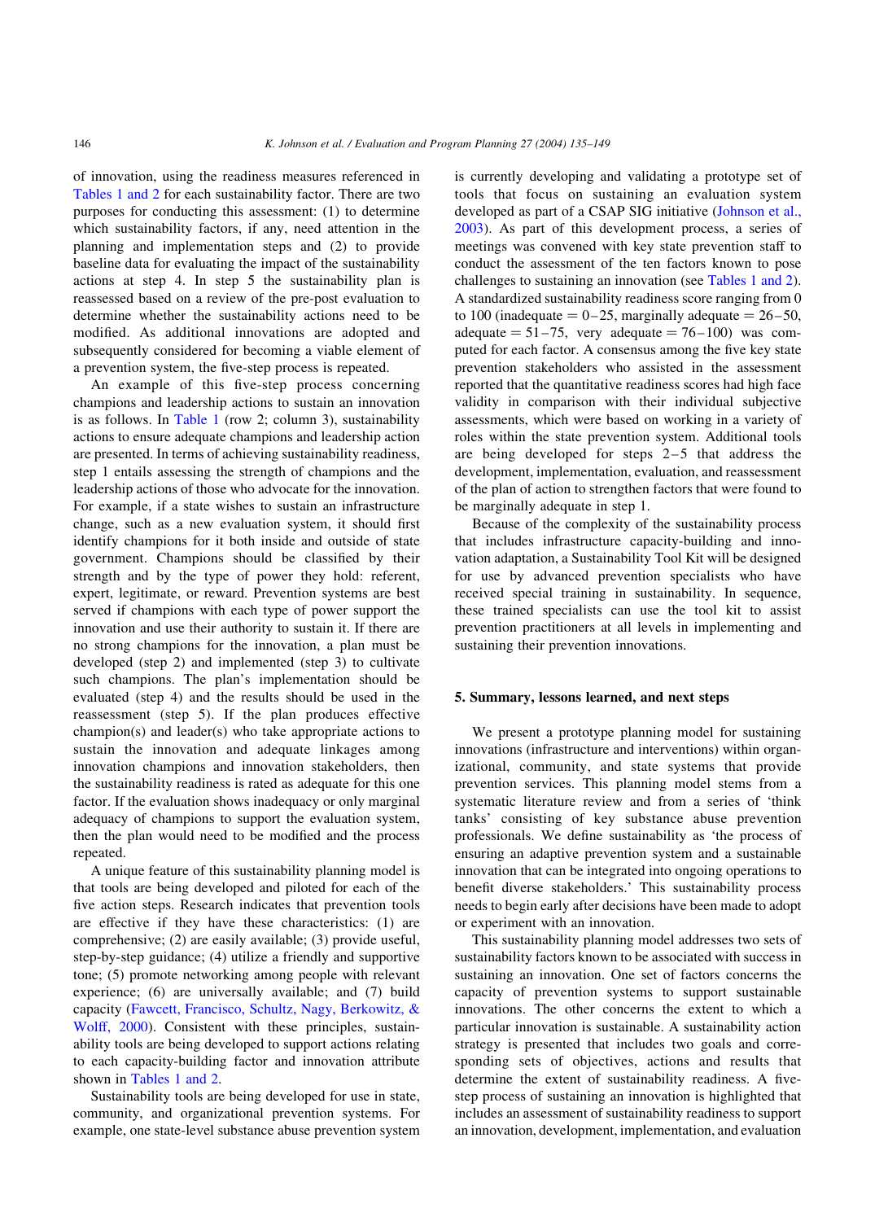of innovation, using the readiness measures referenced in Tables 1 and 2 for each sustainability factor. There are two purposes for conducting this assessment: (1) to determine which sustainability factors, if any, need attention in the planning and implementation steps and (2) to provide baseline data for evaluating the impact of the sustainability actions at step 4. In step 5 the sustainability plan is reassessed based on a review of the pre-post evaluation to determine whether the sustainability actions need to be modified. As additional innovations are adopted and subsequently considered for becoming a viable element of a prevention system, the five-step process is repeated.

An example of this five-step process concerning champions and leadership actions to sustain an innovation is as follows. In Table 1 (row 2; column 3), sustainability actions to ensure adequate champions and leadership action are presented. In terms of achieving sustainability readiness, step 1 entails assessing the strength of champions and the leadership actions of those who advocate for the innovation. For example, if a state wishes to sustain an infrastructure change, such as a new evaluation system, it should first identify champions for it both inside and outside of state government. Champions should be classified by their strength and by the type of power they hold: referent, expert, legitimate, or reward. Prevention systems are best served if champions with each type of power support the innovation and use their authority to sustain it. If there are no strong champions for the innovation, a plan must be developed (step 2) and implemented (step 3) to cultivate such champions. The plan's implementation should be evaluated (step 4) and the results should be used in the reassessment (step 5). If the plan produces effective champion(s) and leader(s) who take appropriate actions to sustain the innovation and adequate linkages among innovation champions and innovation stakeholders, then the sustainability readiness is rated as adequate for this one factor. If the evaluation shows inadequacy or only marginal adequacy of champions to support the evaluation system, then the plan would need to be modified and the process repeated.

A unique feature of this sustainability planning model is that tools are being developed and piloted for each of the five action steps. Research indicates that prevention tools are effective if they have these characteristics: (1) are comprehensive; (2) are easily available; (3) provide useful, step-by-step guidance; (4) utilize a friendly and supportive tone; (5) promote networking among people with relevant experience; (6) are universally available; and (7) build capacity (Fawcett, Francisco, Schultz, Nagy, Berkowitz, & Wolff, 2000). Consistent with these principles, sustainability tools are being developed to support actions relating to each capacity-building factor and innovation attribute shown in Tables 1 and 2.

Sustainability tools are being developed for use in state, community, and organizational prevention systems. For example, one state-level substance abuse prevention system is currently developing and validating a prototype set of tools that focus on sustaining an evaluation system developed as part of a CSAP SIG initiative (Johnson et al., 2003). As part of this development process, a series of meetings was convened with key state prevention staff to conduct the assessment of the ten factors known to pose challenges to sustaining an innovation (see Tables 1 and 2). A standardized sustainability readiness score ranging from 0 to 100 (inadequate = 0–25, marginally adequate = 26–50, adequate = 51–75, very adequate = 76–100) was computed for each factor. A consensus among the five key state prevention stakeholders who assisted in the assessment reported that the quantitative readiness scores had high face validity in comparison with their individual subjective assessments, which were based on working in a variety of roles within the state prevention system. Additional tools are being developed for steps 2–5 that address the development, implementation, evaluation, and reassessment of the plan of action to strengthen factors that were found to be marginally adequate in step 1.

Because of the complexity of the sustainability process that includes infrastructure capacity-building and innovation adaptation, a Sustainability Tool Kit will be designed for use by advanced prevention specialists who have received special training in sustainability. In sequence, these trained specialists can use the tool kit to assist prevention practitioners at all levels in implementing and sustaining their prevention innovations.

## 5. Summary, lessons learned, and next steps

We present a prototype planning model for sustaining innovations (infrastructure and interventions) within organizational, community, and state systems that provide prevention services. This planning model stems from a systematic literature review and from a series of 'think tanks' consisting of key substance abuse prevention professionals. We define sustainability as 'the process of ensuring an adaptive prevention system and a sustainable innovation that can be integrated into ongoing operations to benefit diverse stakeholders.' This sustainability process needs to begin early after decisions have been made to adopt or experiment with an innovation.

This sustainability planning model addresses two sets of sustainability factors known to be associated with success in sustaining an innovation. One set of factors concerns the capacity of prevention systems to support sustainable innovations. The other concerns the extent to which a particular innovation is sustainable. A sustainability action strategy is presented that includes two goals and corresponding sets of objectives, actions and results that determine the extent of sustainability readiness. A five-step process of sustaining an innovation is highlighted that includes an assessment of sustainability readiness to support an innovation, development, implementation, and evaluation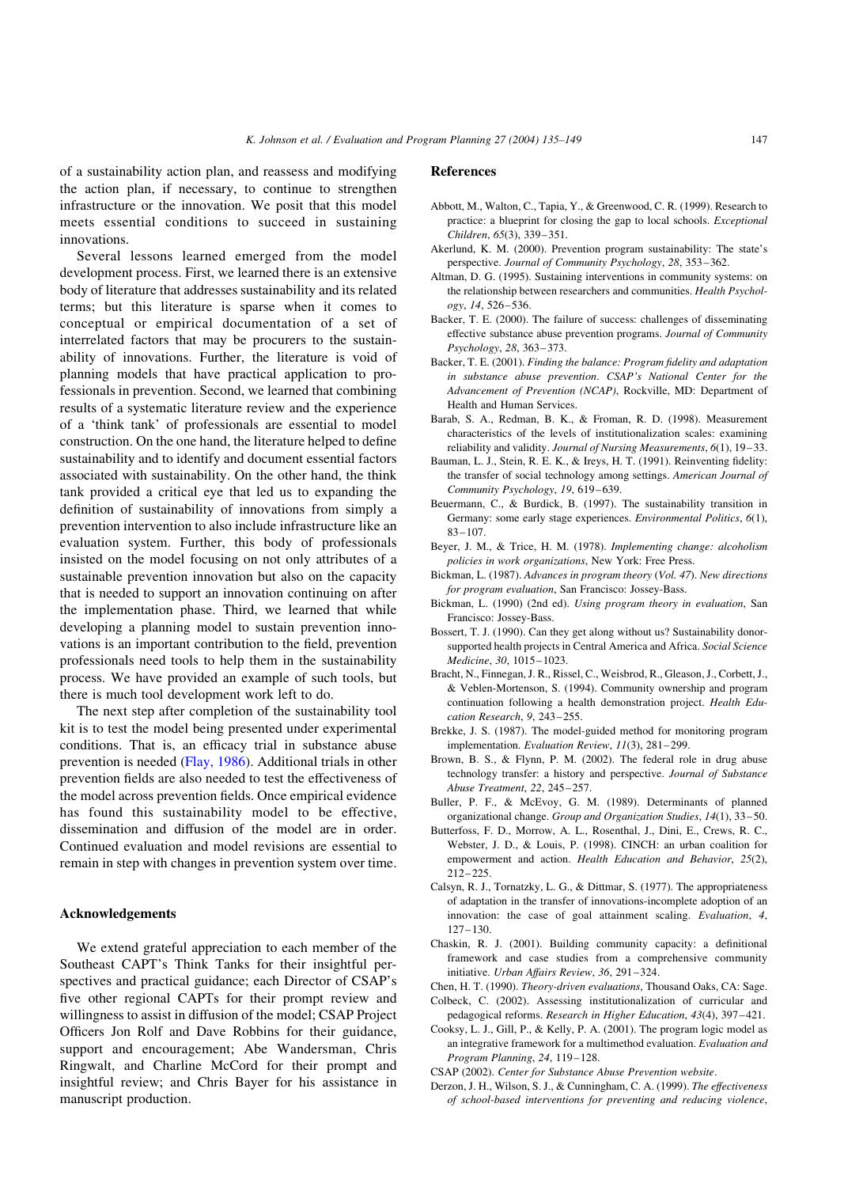of a sustainability action plan, and reassess and modifying the action plan, if necessary, to continue to strengthen infrastructure or the innovation. We posit that this model meets essential conditions to succeed in sustaining innovations.

Several lessons learned emerged from the model development process. First, we learned there is an extensive body of literature that addresses sustainability and its related terms; but this literature is sparse when it comes to conceptual or empirical documentation of a set of interrelated factors that may be procurers to the sustainability of innovations. Further, the literature is void of planning models that have practical application to professionals in prevention. Second, we learned that combining results of a systematic literature review and the experience of a 'think tank' of professionals are essential to model construction. On the one hand, the literature helped to define sustainability and to identify and document essential factors associated with sustainability. On the other hand, the think tank provided a critical eye that led us to expanding the definition of sustainability of innovations from simply a prevention intervention to also include infrastructure like an evaluation system. Further, this body of professionals insisted on the model focusing on not only attributes of a sustainable prevention innovation but also on the capacity that is needed to support an innovation continuing on after the implementation phase. Third, we learned that while developing a planning model to sustain prevention innovations is an important contribution to the field, prevention professionals need tools to help them in the sustainability process. We have provided an example of such tools, but there is much tool development work left to do.

The next step after completion of the sustainability tool kit is to test the model being presented under experimental conditions. That is, an efficacy trial in substance abuse prevention is needed (Flay, 1986). Additional trials in other prevention fields are also needed to test the effectiveness of the model across prevention fields. Once empirical evidence has found this sustainability model to be effective, dissemination and diffusion of the model are in order. Continued evaluation and model revisions are essential to remain in step with changes in prevention system over time.

## Acknowledgements

We extend grateful appreciation to each member of the Southeast CAPT's Think Tanks for their insightful perspectives and practical guidance; each Director of CSAP's five other regional CAPTs for their prompt review and willingness to assist in diffusion of the model; CSAP Project Officers Jon Rolf and Dave Robbins for their guidance, support and encouragement; Abe Wandersman, Chris Ringwalt, and Charline McCord for their prompt and insightful review; and Chris Bayer for his assistance in manuscript production.

## References

Abbott, M., Walton, C., Tapia, Y., & Greenwood, C. R. (1999). Research to practice: a blueprint for closing the gap to local schools. *Exceptional Children*, *65*(3), 339–351.

Akerlund, K. M. (2000). Prevention program sustainability: The state's perspective. *Journal of Community Psychology*, *28*, 353–362.

Altman, D. G. (1995). Sustaining interventions in community systems: on the relationship between researchers and communities. *Health Psychology*, *14*, 526–536.

Backer, T. E. (2000). The failure of success: challenges of disseminating effective substance abuse prevention programs. *Journal of Community Psychology*, *28*, 363–373.

Backer, T. E. (2001). *Finding the balance: Program fidelity and adaptation in substance abuse prevention*. *CSAP's National Center for the Advancement of Prevention (NCAP)*, Rockville, MD: Department of Health and Human Services.

Barab, S. A., Redman, B. K., & Froman, R. D. (1998). Measurement characteristics of the levels of institutionalization scales: examining reliability and validity. *Journal of Nursing Measurements*, *6*(1), 19–33.

Bauman, L. J., Stein, R. E. K., & Ireys, H. T. (1991). Reinventing fidelity: the transfer of social technology among settings. *American Journal of Community Psychology*, *19*, 619–639.

Beuermann, C., & Burdick, B. (1997). The sustainability transition in Germany: some early stage experiences. *Environmental Politics*, *6*(1), 83–107.

Beyer, J. M., & Trice, H. M. (1978). *Implementing change: alcoholism policies in work organizations*, New York: Free Press.

Bickman, L. (1987). *Advances in program theory* (*Vol. 47*). *New directions for program evaluation*, San Francisco: Jossey-Bass.

Bickman, L. (1990) (2nd ed). *Using program theory in evaluation*, San Francisco: Jossey-Bass.

Bossert, T. J. (1990). Can they get along without us? Sustainability donor-supported health projects in Central America and Africa. *Social Science Medicine*, *30*, 1015–1023.

Bracht, N., Finnegan, J. R., Rissel, C., Weisbrod, R., Gleason, J., Corbett, J., & Veblen-Mortenson, S. (1994). Community ownership and program continuation following a health demonstration project. *Health Education Research*, *9*, 243–255.

Brekke, J. S. (1987). The model-guided method for monitoring program implementation. *Evaluation Review*, *11*(3), 281–299.

Brown, B. S., & Flynn, P. M. (2002). The federal role in drug abuse technology transfer: a history and perspective. *Journal of Substance Abuse Treatment*, *22*, 245–257.

Buller, P. F., & McEvoy, G. M. (1989). Determinants of planned organizational change. *Group and Organization Studies*, *14*(1), 33–50.

Butterfoss, F. D., Morrow, A. L., Rosenthal, J., Dini, E., Crews, R. C., Webster, J. D., & Louis, P. (1998). CINCH: an urban coalition for empowerment and action. *Health Education and Behavior*, *25*(2), 212–225.

Calsyn, R. J., Tornatzky, L. G., & Dittmar, S. (1977). The appropriateness of adaptation in the transfer of innovations-incomplete adoption of an innovation: the case of goal attainment scaling. *Evaluation*, *4*, 127–130.

Chaskin, R. J. (2001). Building community capacity: a definitional framework and case studies from a comprehensive community initiative. *Urban Affairs Review*, *36*, 291–324.

Chen, H. T. (1990). *Theory-driven evaluations*, Thousand Oaks, CA: Sage.

Colbeck, C. (2002). Assessing institutionalization of curricular and pedagogical reforms. *Research in Higher Education*, *43*(4), 397–421.

Cooksy, L. J., Gill, P., & Kelly, P. A. (2001). The program logic model as an integrative framework for a multimethod evaluation. *Evaluation and Program Planning*, *24*, 119–128.

CSAP (2002). *Center for Substance Abuse Prevention website*.

Derzon, J. H., Wilson, S. J., & Cunningham, C. A. (1999). *The effectiveness of school-based interventions for preventing and reducing violence*,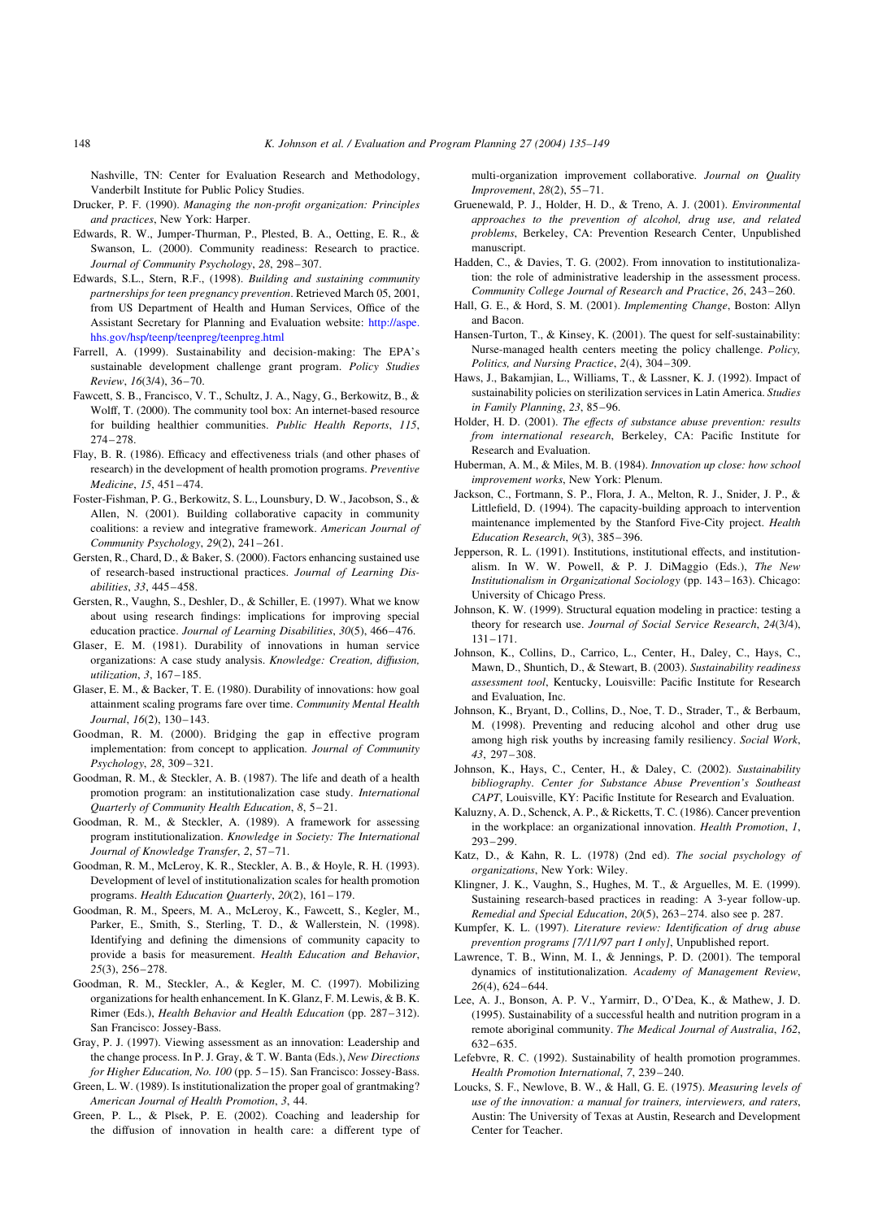Nashville, TN: Center for Evaluation Research and Methodology, Vanderbilt Institute for Public Policy Studies.

Drucker, P. F. (1990). *Managing the non-profit organization: Principles and practices*, New York: Harper.

Edwards, R. W., Jumper-Thurman, P., Plested, B. A., Oetting, E. R., & Swanson, L. (2000). Community readiness: Research to practice. *Journal of Community Psychology*, *28*, 298–307.

Edwards, S.L., Stern, R.F., (1998). *Building and sustaining community partnerships for teen pregnancy prevention*. Retrieved March 05, 2001, from US Department of Health and Human Services, Office of the Assistant Secretary for Planning and Evaluation website: http://aspe.hhs.gov/hsp/teenp/teenpreg/teenpreg.html

Farrell, A. (1999). Sustainability and decision-making: The EPA's sustainable development challenge grant program. *Policy Studies Review*, *16*(3/4), 36–70.

Fawcett, S. B., Francisco, V. T., Schultz, J. A., Nagy, G., Berkowitz, B., & Wolff, T. (2000). The community tool box: An internet-based resource for building healthier communities. *Public Health Reports*, *115*, 274–278.

Flay, B. R. (1986). Efficacy and effectiveness trials (and other phases of research) in the development of health promotion programs. *Preventive Medicine*, *15*, 451–474.

Foster-Fishman, P. G., Berkowitz, S. L., Lounsbury, D. W., Jacobson, S., & Allen, N. (2001). Building collaborative capacity in community coalitions: a review and integrative framework. *American Journal of Community Psychology*, *29*(2), 241–261.

Gersten, R., Chard, D., & Baker, S. (2000). Factors enhancing sustained use of research-based instructional practices. *Journal of Learning Disabilities*, *33*, 445–458.

Gersten, R., Vaughn, S., Deshler, D., & Schiller, E. (1997). What we know about using research findings: implications for improving special education practice. *Journal of Learning Disabilities*, *30*(5), 466–476.

Glaser, E. M. (1981). Durability of innovations in human service organizations: A case study analysis. *Knowledge: Creation, diffusion, utilization*, *3*, 167–185.

Glaser, E. M., & Backer, T. E. (1980). Durability of innovations: how goal attainment scaling programs fare over time. *Community Mental Health Journal*, *16*(2), 130–143.

Goodman, R. M. (2000). Bridging the gap in effective program implementation: from concept to application. *Journal of Community Psychology*, *28*, 309–321.

Goodman, R. M., & Steckler, A. B. (1987). The life and death of a health promotion program: an institutionalization case study. *International Quarterly of Community Health Education*, *8*, 5–21.

Goodman, R. M., & Steckler, A. (1989). A framework for assessing program institutionalization. *Knowledge in Society: The International Journal of Knowledge Transfer*, *2*, 57–71.

Goodman, R. M., McLeroy, K. R., Steckler, A. B., & Hoyle, R. H. (1993). Development of level of institutionalization scales for health promotion programs. *Health Education Quarterly*, *20*(2), 161–179.

Goodman, R. M., Speers, M. A., McLeroy, K., Fawcett, S., Kegler, M., Parker, E., Smith, S., Sterling, T. D., & Wallerstein, N. (1998). Identifying and defining the dimensions of community capacity to provide a basis for measurement. *Health Education and Behavior*, *25*(3), 256–278.

Goodman, R. M., Steckler, A., & Kegler, M. C. (1997). Mobilizing organizations for health enhancement. In K. Glanz, F. M. Lewis, & B. K. Rimer (Eds.), *Health Behavior and Health Education* (pp. 287–312). San Francisco: Jossey-Bass.

Gray, P. J. (1997). Viewing assessment as an innovation: Leadership and the change process. In P. J. Gray, & T. W. Banta (Eds.), *New Directions for Higher Education, No. 100* (pp. 5–15). San Francisco: Jossey-Bass.

Green, L. W. (1989). Is institutionalization the proper goal of grantmaking? *American Journal of Health Promotion*, *3*, 44.

Green, P. L., & Plsek, P. E. (2002). Coaching and leadership for the diffusion of innovation in health care: a different type of multi-organization improvement collaborative. *Journal on Quality Improvement*, *28*(2), 55–71.

Gruenewald, P. J., Holder, H. D., & Treno, A. J. (2001). *Environmental approaches to the prevention of alcohol, drug use, and related problems*, Berkeley, CA: Prevention Research Center, Unpublished manuscript.

Hadden, C., & Davies, T. G. (2002). From innovation to institutionalization: the role of administrative leadership in the assessment process. *Community College Journal of Research and Practice*, *26*, 243–260.

Hall, G. E., & Hord, S. M. (2001). *Implementing Change*, Boston: Allyn and Bacon.

Hansen-Turton, T., & Kinsey, K. (2001). The quest for self-sustainability: Nurse-managed health centers meeting the policy challenge. *Policy, Politics, and Nursing Practice*, *2*(4), 304–309.

Haws, J., Bakamjian, L., Williams, T., & Lassner, K. J. (1992). Impact of sustainability policies on sterilization services in Latin America. *Studies in Family Planning*, *23*, 85–96.

Holder, H. D. (2001). *The effects of substance abuse prevention: results from international research*, Berkeley, CA: Pacific Institute for Research and Evaluation.

Huberman, A. M., & Miles, M. B. (1984). *Innovation up close: how school improvement works*, New York: Plenum.

Jackson, C., Fortmann, S. P., Flora, J. A., Melton, R. J., Snider, J. P., & Littlefield, D. (1994). The capacity-building approach to intervention maintenance implemented by the Stanford Five-City project. *Health Education Research*, *9*(3), 385–396.

Jepperson, R. L. (1991). Institutions, institutional effects, and institutionalism. In W. W. Powell, & P. J. DiMaggio (Eds.), *The New Institutionalism in Organizational Sociology* (pp. 143–163). Chicago: University of Chicago Press.

Johnson, K. W. (1999). Structural equation modeling in practice: testing a theory for research use. *Journal of Social Service Research*, *24*(3/4), 131–171.

Johnson, K., Collins, D., Carrico, L., Center, H., Daley, C., Hays, C., Mawn, D., Shuntich, D., & Stewart, B. (2003). *Sustainability readiness assessment tool*, Kentucky, Louisville: Pacific Institute for Research and Evaluation, Inc.

Johnson, K., Bryant, D., Collins, D., Noe, T. D., Strader, T., & Berbaum, M. (1998). Preventing and reducing alcohol and other drug use among high risk youths by increasing family resiliency. *Social Work*, *43*, 297–308.

Johnson, K., Hays, C., Center, H., & Daley, C. (2002). *Sustainability bibliography. Center for Substance Abuse Prevention's Southeast CAPT*, Louisville, KY: Pacific Institute for Research and Evaluation.

Kaluzny, A. D., Schenck, A. P., & Ricketts, T. C. (1986). Cancer prevention in the workplace: an organizational innovation. *Health Promotion*, *1*, 293–299.

Katz, D., & Kahn, R. L. (1978) (2nd ed). *The social psychology of organizations*, New York: Wiley.

Klingner, J. K., Vaughn, S., Hughes, M. T., & Arguelles, M. E. (1999). Sustaining research-based practices in reading: A 3-year follow-up. *Remedial and Special Education*, *20*(5), 263–274. also see p. 287.

Kumpfer, K. L. (1997). *Literature review: Identification of drug abuse prevention programs [7/11/97 part I only]*, Unpublished report.

Lawrence, T. B., Winn, M. I., & Jennings, P. D. (2001). The temporal dynamics of institutionalization. *Academy of Management Review*, *26*(4), 624–644.

Lee, A. J., Bonson, A. P. V., Yarmirr, D., O'Dea, K., & Mathew, J. D. (1995). Sustainability of a successful health and nutrition program in a remote aboriginal community. *The Medical Journal of Australia*, *162*, 632–635.

Lefebvre, R. C. (1992). Sustainability of health promotion programmes. *Health Promotion International*, *7*, 239–240.

Loucks, S. F., Newlove, B. W., & Hall, G. E. (1975). *Measuring levels of use of the innovation: a manual for trainers, interviewers, and raters*, Austin: The University of Texas at Austin, Research and Development Center for Teacher.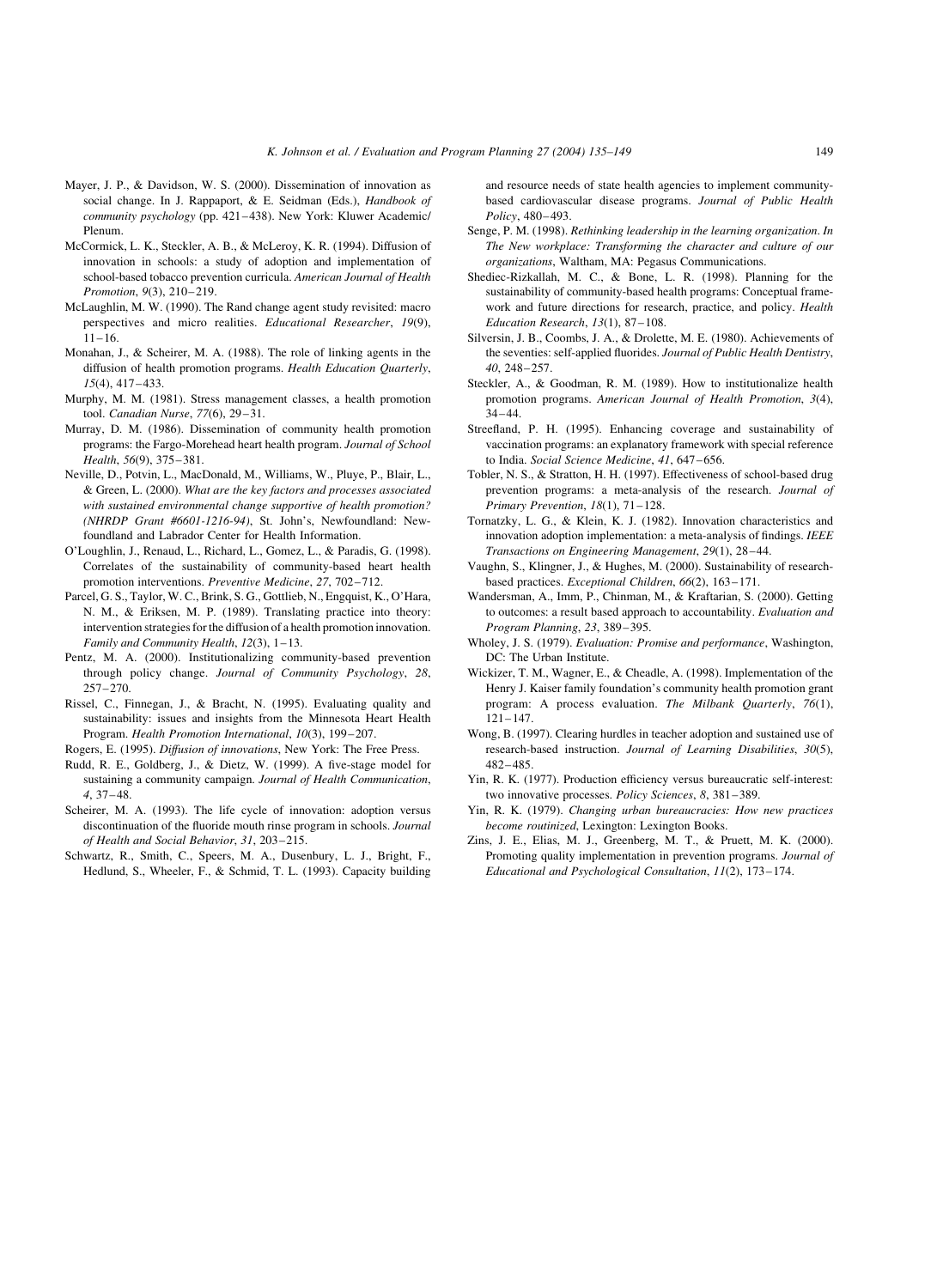Mayer, J. P., & Davidson, W. S. (2000). Dissemination of innovation as social change. In J. Rappaport, & E. Seidman (Eds.), *Handbook of community psychology* (pp. 421–438). New York: Kluwer Academic/Plenum.

McCormick, L. K., Steckler, A. B., & McLeroy, K. R. (1994). Diffusion of innovation in schools: a study of adoption and implementation of school-based tobacco prevention curricula. *American Journal of Health Promotion*, *9*(3), 210–219.

McLaughlin, M. W. (1990). The Rand change agent study revisited: macro perspectives and micro realities. *Educational Researcher*, *19*(9), 11–16.

Monahan, J., & Scheirer, M. A. (1988). The role of linking agents in the diffusion of health promotion programs. *Health Education Quarterly*, *15*(4), 417–433.

Murphy, M. M. (1981). Stress management classes, a health promotion tool. *Canadian Nurse*, *77*(6), 29–31.

Murray, D. M. (1986). Dissemination of community health promotion programs: the Fargo-Morehead heart health program. *Journal of School Health*, *56*(9), 375–381.

Neville, D., Potvin, L., MacDonald, M., Williams, W., Pluye, P., Blair, L., & Green, L. (2000). *What are the key factors and processes associated with sustained environmental change supportive of health promotion? (NHRDP Grant #6601-1216-94)*, St. John's, Newfoundland: Newfoundland and Labrador Center for Health Information.

O'Loughlin, J., Renaud, L., Richard, L., Gomez, L., & Paradis, G. (1998). Correlates of the sustainability of community-based heart health promotion interventions. *Preventive Medicine*, *27*, 702–712.

Parcel, G. S., Taylor, W. C., Brink, S. G., Gottlieb, N., Engquist, K., O'Hara, N. M., & Eriksen, M. P. (1989). Translating practice into theory: intervention strategies for the diffusion of a health promotion innovation. *Family and Community Health*, *12*(3), 1–13.

Pentz, M. A. (2000). Institutionalizing community-based prevention through policy change. *Journal of Community Psychology*, *28*, 257–270.

Rissel, C., Finnegan, J., & Bracht, N. (1995). Evaluating quality and sustainability: issues and insights from the Minnesota Heart Health Program. *Health Promotion International*, *10*(3), 199–207.

Rogers, E. (1995). *Diffusion of innovations*, New York: The Free Press.

Rudd, R. E., Goldberg, J., & Dietz, W. (1999). A five-stage model for sustaining a community campaign. *Journal of Health Communication*, *4*, 37–48.

Scheirer, M. A. (1993). The life cycle of innovation: adoption versus discontinuation of the fluoride mouth rinse program in schools. *Journal of Health and Social Behavior*, *31*, 203–215.

Schwartz, R., Smith, C., Speers, M. A., Dusenbury, L. J., Bright, F., Hedlund, S., Wheeler, F., & Schmid, T. L. (1993). Capacity building and resource needs of state health agencies to implement community-based cardiovascular disease programs. *Journal of Public Health Policy*, 480–493.

Senge, P. M. (1998). *Rethinking leadership in the learning organization*. *In The New workplace: Transforming the character and culture of our organizations*, Waltham, MA: Pegasus Communications.

Shediec-Rizkallah, M. C., & Bone, L. R. (1998). Planning for the sustainability of community-based health programs: Conceptual framework and future directions for research, practice, and policy. *Health Education Research*, *13*(1), 87–108.

Silversin, J. B., Coombs, J. A., & Drolette, M. E. (1980). Achievements of the seventies: self-applied fluorides. *Journal of Public Health Dentistry*, *40*, 248–257.

Steckler, A., & Goodman, R. M. (1989). How to institutionalize health promotion programs. *American Journal of Health Promotion*, *3*(4), 34–44.

Streefland, P. H. (1995). Enhancing coverage and sustainability of vaccination programs: an explanatory framework with special reference to India. *Social Science Medicine*, *41*, 647–656.

Tobler, N. S., & Stratton, H. H. (1997). Effectiveness of school-based drug prevention programs: a meta-analysis of the research. *Journal of Primary Prevention*, *18*(1), 71–128.

Tornatzky, L. G., & Klein, K. J. (1982). Innovation characteristics and innovation adoption implementation: a meta-analysis of findings. *IEEE Transactions on Engineering Management*, *29*(1), 28–44.

Vaughn, S., Klingner, J., & Hughes, M. (2000). Sustainability of research-based practices. *Exceptional Children*, *66*(2), 163–171.

Wandersman, A., Imm, P., Chinman, M., & Kraftarian, S. (2000). Getting to outcomes: a result based approach to accountability. *Evaluation and Program Planning*, *23*, 389–395.

Wholey, J. S. (1979). *Evaluation: Promise and performance*, Washington, DC: The Urban Institute.

Wickizer, T. M., Wagner, E., & Cheadle, A. (1998). Implementation of the Henry J. Kaiser family foundation's community health promotion grant program: A process evaluation. *The Milbank Quarterly*, *76*(1), 121–147.

Wong, B. (1997). Clearing hurdles in teacher adoption and sustained use of research-based instruction. *Journal of Learning Disabilities*, *30*(5), 482–485.

Yin, R. K. (1977). Production efficiency versus bureaucratic self-interest: two innovative processes. *Policy Sciences*, *8*, 381–389.

Yin, R. K. (1979). *Changing urban bureaucracies: How new practices become routinized*, Lexington: Lexington Books.

Zins, J. E., Elias, M. J., Greenberg, M. T., & Pruett, M. K. (2000). Promoting quality implementation in prevention programs. *Journal of Educational and Psychological Consultation*, *11*(2), 173–174.